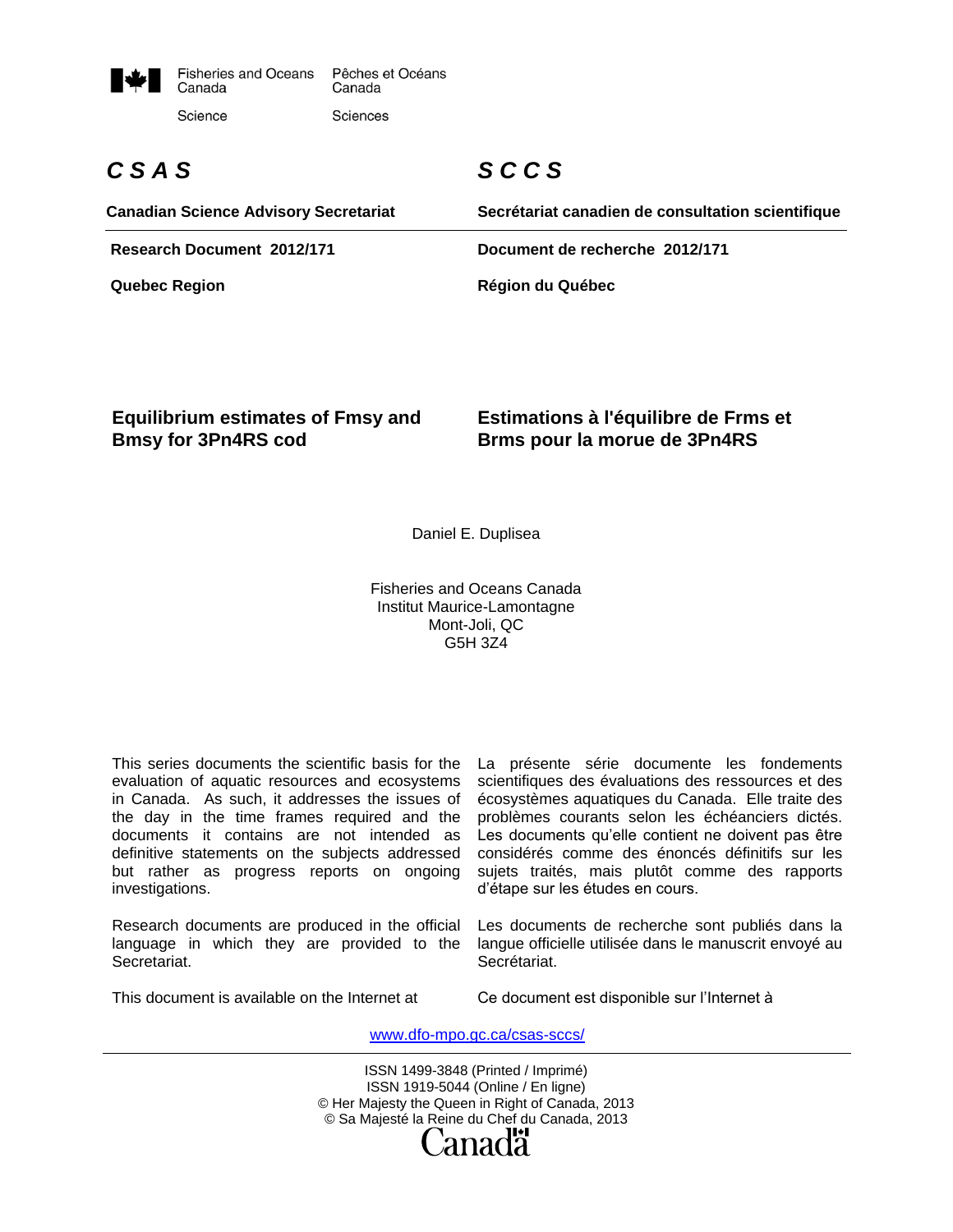Fisheries and Oceans Canada / Pêches et Océans Canada

Science / Sciences

# *C S A S* / *S C C S*

**Canadian Science Advisory Secretariat** / **Secrétariat canadien de consultation scientifique**

**Research Document 2012/171** / **Document de recherche 2012/171**

**Quebec Region** / **Région du Québec**

## Equilibrium estimates of Fmsy and Bmsy for 3Pn4RS cod

## Estimations à l'équilibre de Frms et Brms pour la morue de 3Pn4RS

Daniel E. Duplisea

Fisheries and Oceans Canada
Institut Maurice-Lamontagne
Mont-Joli, QC
G5H 3Z4

This series documents the scientific basis for the evaluation of aquatic resources and ecosystems in Canada. As such, it addresses the issues of the day in the time frames required and the documents it contains are not intended as definitive statements on the subjects addressed but rather as progress reports on ongoing investigations.

Research documents are produced in the official language in which they are provided to the Secretariat.

This document is available on the Internet at

La présente série documente les fondements scientifiques des évaluations des ressources et des écosystèmes aquatiques du Canada. Elle traite des problèmes courants selon les échéanciers dictés. Les documents qu'elle contient ne doivent pas être considérés comme des énoncés définitifs sur les sujets traités, mais plutôt comme des rapports d'étape sur les études en cours.

Les documents de recherche sont publiés dans la langue officielle utilisée dans le manuscrit envoyé au Secrétariat.

Ce document est disponible sur l'Internet à

www.dfo-mpo.gc.ca/csas-sccs/

ISSN 1499-3848 (Printed / Imprimé)
ISSN 1919-5044 (Online / En ligne)
© Her Majesty the Queen in Right of Canada, 2013
© Sa Majesté la Reine du Chef du Canada, 2013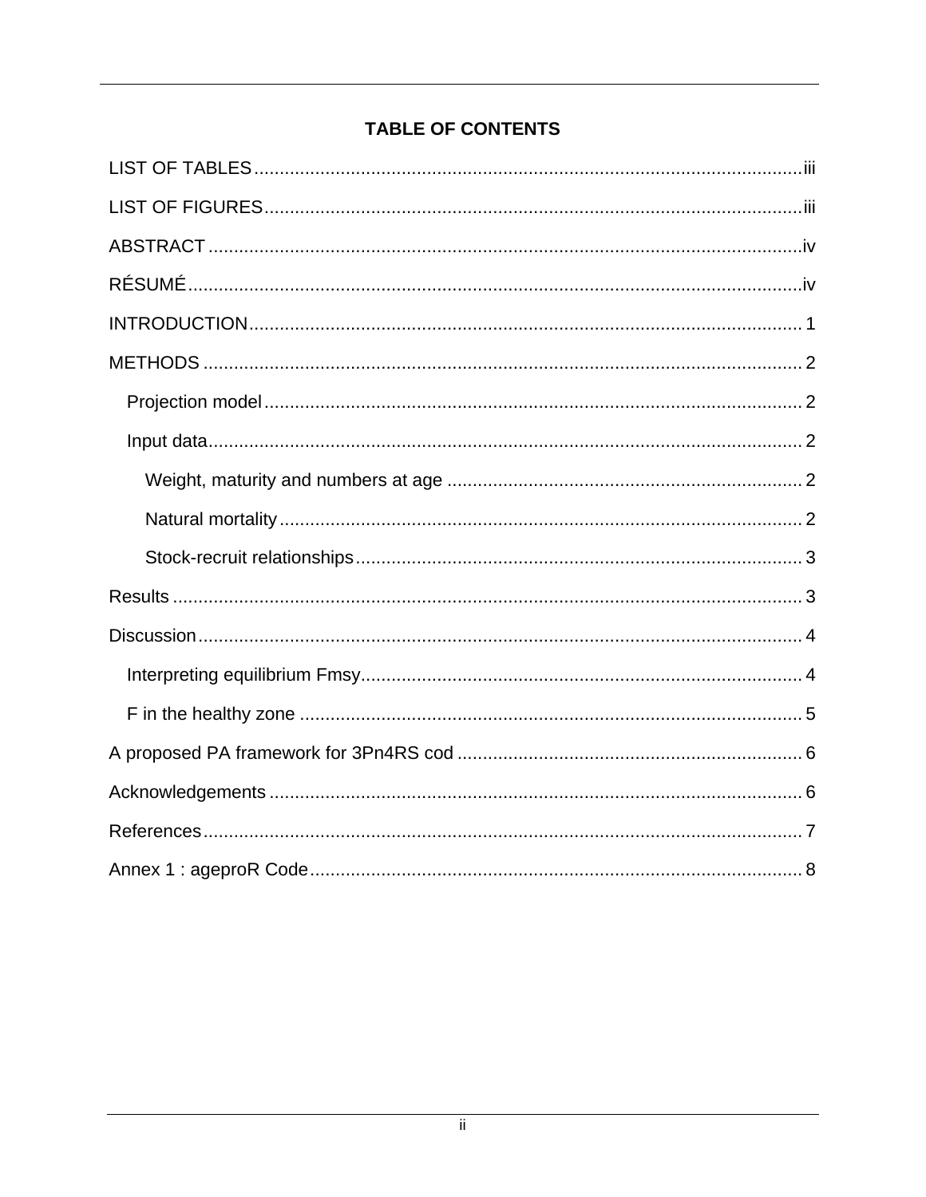## TABLE OF CONTENTS

LIST OF TABLES ........ iii

LIST OF FIGURES ........ iii

ABSTRACT ........ iv

RÉSUMÉ ........ iv

INTRODUCTION ........ 1

METHODS ........ 2

- Projection model ........ 2
- Input data ........ 2
  - Weight, maturity and numbers at age ........ 2
  - Natural mortality ........ 2
  - Stock-recruit relationships ........ 3

Results ........ 3

Discussion ........ 4

- Interpreting equilibrium Fmsy ........ 4
- F in the healthy zone ........ 5

A proposed PA framework for 3Pn4RS cod ........ 6

Acknowledgements ........ 6

References ........ 7

Annex 1 : ageproR Code ........ 8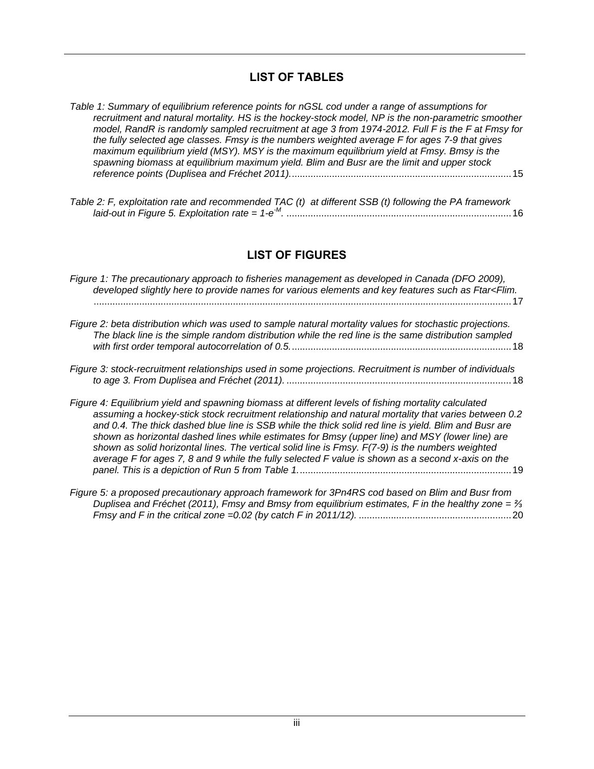## LIST OF TABLES

*Table 1: Summary of equilibrium reference points for nGSL cod under a range of assumptions for recruitment and natural mortality. HS is the hockey-stock model, NP is the non-parametric smoother model, RandR is randomly sampled recruitment at age 3 from 1974-2012. Full F is the F at Fmsy for the fully selected age classes. Fmsy is the numbers weighted average F for ages 7-9 that gives maximum equilibrium yield (MSY). MSY is the maximum equilibrium yield at Fmsy. Bmsy is the spawning biomass at equilibrium maximum yield. Blim and Busr are the limit and upper stock reference points (Duplisea and Fréchet 2011).* .......... 15

*Table 2: F, exploitation rate and recommended TAC (t) at different SSB (t) following the PA framework laid-out in Figure 5. Exploitation rate = $1\text{-}e^{-M}$.* .......... 16

## LIST OF FIGURES

*Figure 1: The precautionary approach to fisheries management as developed in Canada (DFO 2009), developed slightly here to provide names for various elements and key features such as Ftar<Flim.* .......... 17

*Figure 2: beta distribution which was used to sample natural mortality values for stochastic projections. The black line is the simple random distribution while the red line is the same distribution sampled with first order temporal autocorrelation of 0.5.* .......... 18

*Figure 3: stock-recruitment relationships used in some projections. Recruitment is number of individuals to age 3. From Duplisea and Fréchet (2011).* .......... 18

*Figure 4: Equilibrium yield and spawning biomass at different levels of fishing mortality calculated assuming a hockey-stick stock recruitment relationship and natural mortality that varies between 0.2 and 0.4. The thick dashed blue line is SSB while the thick solid red line is yield. Blim and Busr are shown as horizontal dashed lines while estimates for Bmsy (upper line) and MSY (lower line) are shown as solid horizontal lines. The vertical solid line is Fmsy. F(7-9) is the numbers weighted average F for ages 7, 8 and 9 while the fully selected F value is shown as a second x-axis on the panel. This is a depiction of Run 5 from Table 1.* .......... 19

*Figure 5: a proposed precautionary approach framework for 3Pn4RS cod based on Blim and Busr from Duplisea and Fréchet (2011), Fmsy and Bmsy from equilibrium estimates, F in the healthy zone = ⅔ Fmsy and F in the critical zone =0.02 (by catch F in 2011/12).* .......... 20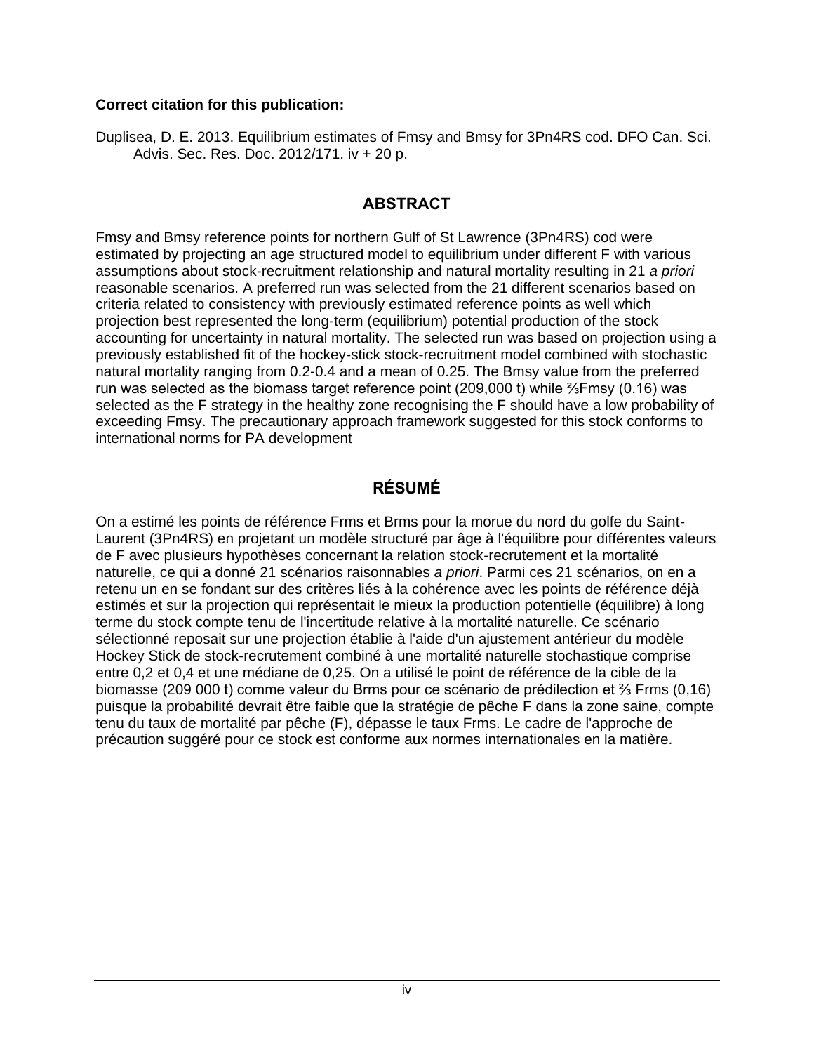**Correct citation for this publication:**

Duplisea, D. E. 2013. Equilibrium estimates of Fmsy and Bmsy for 3Pn4RS cod. DFO Can. Sci. Advis. Sec. Res. Doc. 2012/171. iv + 20 p.

## ABSTRACT

Fmsy and Bmsy reference points for northern Gulf of St Lawrence (3Pn4RS) cod were estimated by projecting an age structured model to equilibrium under different F with various assumptions about stock-recruitment relationship and natural mortality resulting in 21 *a priori* reasonable scenarios. A preferred run was selected from the 21 different scenarios based on criteria related to consistency with previously estimated reference points as well which projection best represented the long-term (equilibrium) potential production of the stock accounting for uncertainty in natural mortality. The selected run was based on projection using a previously established fit of the hockey-stick stock-recruitment model combined with stochastic natural mortality ranging from 0.2-0.4 and a mean of 0.25. The Bmsy value from the preferred run was selected as the biomass target reference point (209,000 t) while ⅔Fmsy (0.16) was selected as the F strategy in the healthy zone recognising the F should have a low probability of exceeding Fmsy. The precautionary approach framework suggested for this stock conforms to international norms for PA development

## RÉSUMÉ

On a estimé les points de référence Frms et Brms pour la morue du nord du golfe du Saint-Laurent (3Pn4RS) en projetant un modèle structuré par âge à l'équilibre pour différentes valeurs de F avec plusieurs hypothèses concernant la relation stock-recrutement et la mortalité naturelle, ce qui a donné 21 scénarios raisonnables *a priori*. Parmi ces 21 scénarios, on en a retenu un en se fondant sur des critères liés à la cohérence avec les points de référence déjà estimés et sur la projection qui représentait le mieux la production potentielle (équilibre) à long terme du stock compte tenu de l'incertitude relative à la mortalité naturelle. Ce scénario sélectionné reposait sur une projection établie à l'aide d'un ajustement antérieur du modèle Hockey Stick de stock-recrutement combiné à une mortalité naturelle stochastique comprise entre 0,2 et 0,4 et une médiane de 0,25. On a utilisé le point de référence de la cible de la biomasse (209 000 t) comme valeur du Brms pour ce scénario de prédilection et ⅔ Frms (0,16) puisque la probabilité devrait être faible que la stratégie de pêche F dans la zone saine, compte tenu du taux de mortalité par pêche (F), dépasse le taux Frms. Le cadre de l'approche de précaution suggéré pour ce stock est conforme aux normes internationales en la matière.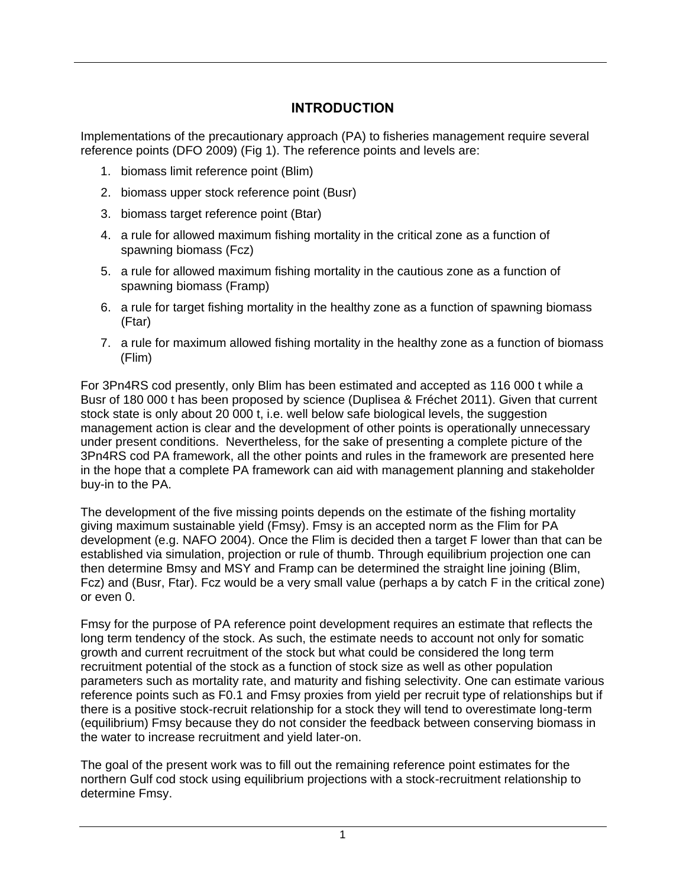## INTRODUCTION

Implementations of the precautionary approach (PA) to fisheries management require several reference points (DFO 2009) (Fig 1). The reference points and levels are:

1. biomass limit reference point (Blim)
2. biomass upper stock reference point (Busr)
3. biomass target reference point (Btar)
4. a rule for allowed maximum fishing mortality in the critical zone as a function of spawning biomass (Fcz)
5. a rule for allowed maximum fishing mortality in the cautious zone as a function of spawning biomass (Framp)
6. a rule for target fishing mortality in the healthy zone as a function of spawning biomass (Ftar)
7. a rule for maximum allowed fishing mortality in the healthy zone as a function of biomass (Flim)

For 3Pn4RS cod presently, only Blim has been estimated and accepted as 116 000 t while a Busr of 180 000 t has been proposed by science (Duplisea & Fréchet 2011). Given that current stock state is only about 20 000 t, i.e. well below safe biological levels, the suggestion management action is clear and the development of other points is operationally unnecessary under present conditions. Nevertheless, for the sake of presenting a complete picture of the 3Pn4RS cod PA framework, all the other points and rules in the framework are presented here in the hope that a complete PA framework can aid with management planning and stakeholder buy-in to the PA.

The development of the five missing points depends on the estimate of the fishing mortality giving maximum sustainable yield (Fmsy). Fmsy is an accepted norm as the Flim for PA development (e.g. NAFO 2004). Once the Flim is decided then a target F lower than that can be established via simulation, projection or rule of thumb. Through equilibrium projection one can then determine Bmsy and MSY and Framp can be determined the straight line joining (Blim, Fcz) and (Busr, Ftar). Fcz would be a very small value (perhaps a by catch F in the critical zone) or even 0.

Fmsy for the purpose of PA reference point development requires an estimate that reflects the long term tendency of the stock. As such, the estimate needs to account not only for somatic growth and current recruitment of the stock but what could be considered the long term recruitment potential of the stock as a function of stock size as well as other population parameters such as mortality rate, and maturity and fishing selectivity. One can estimate various reference points such as F0.1 and Fmsy proxies from yield per recruit type of relationships but if there is a positive stock-recruit relationship for a stock they will tend to overestimate long-term (equilibrium) Fmsy because they do not consider the feedback between conserving biomass in the water to increase recruitment and yield later-on.

The goal of the present work was to fill out the remaining reference point estimates for the northern Gulf cod stock using equilibrium projections with a stock-recruitment relationship to determine Fmsy.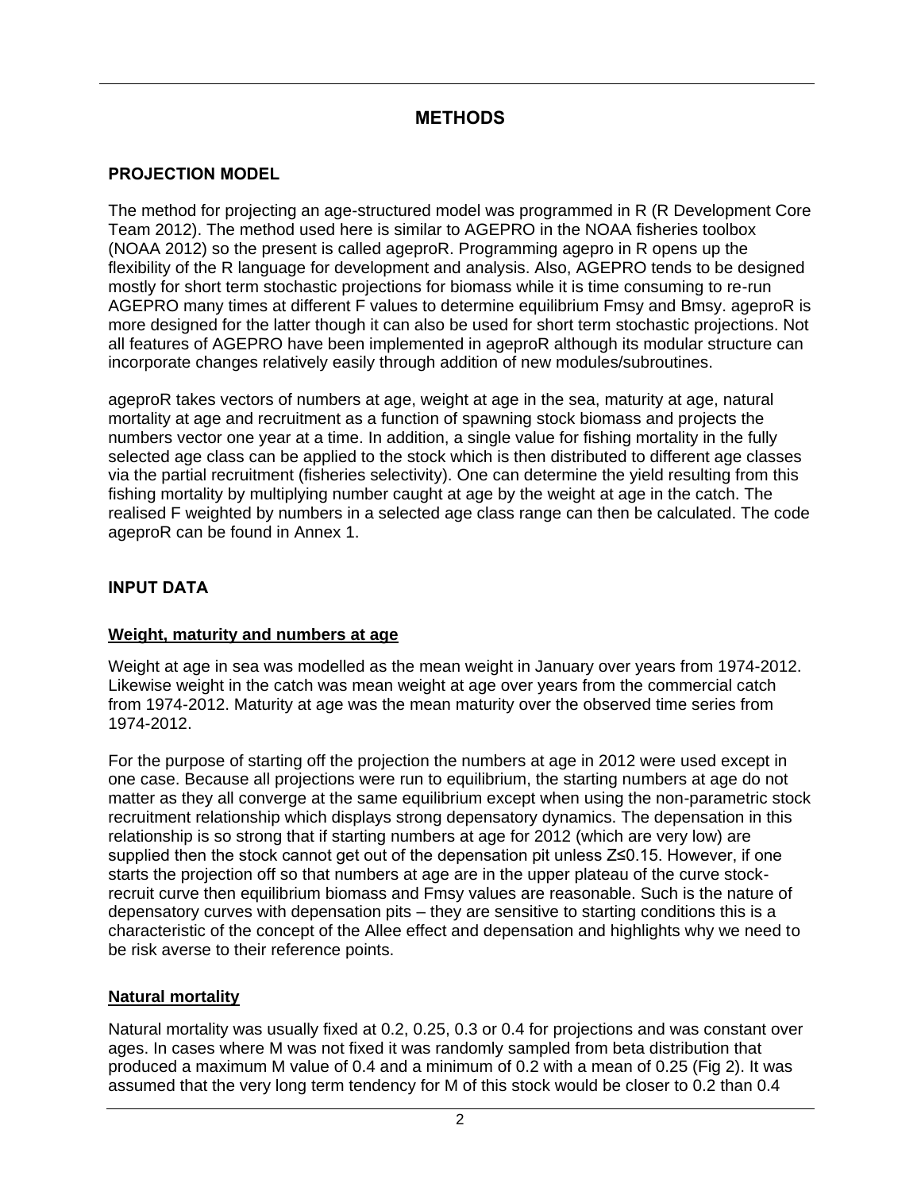# METHODS

## PROJECTION MODEL

The method for projecting an age-structured model was programmed in R (R Development Core Team 2012). The method used here is similar to AGEPRO in the NOAA fisheries toolbox (NOAA 2012) so the present is called ageproR. Programming agepro in R opens up the flexibility of the R language for development and analysis. Also, AGEPRO tends to be designed mostly for short term stochastic projections for biomass while it is time consuming to re-run AGEPRO many times at different F values to determine equilibrium Fmsy and Bmsy. ageproR is more designed for the latter though it can also be used for short term stochastic projections. Not all features of AGEPRO have been implemented in ageproR although its modular structure can incorporate changes relatively easily through addition of new modules/subroutines.

ageproR takes vectors of numbers at age, weight at age in the sea, maturity at age, natural mortality at age and recruitment as a function of spawning stock biomass and projects the numbers vector one year at a time. In addition, a single value for fishing mortality in the fully selected age class can be applied to the stock which is then distributed to different age classes via the partial recruitment (fisheries selectivity). One can determine the yield resulting from this fishing mortality by multiplying number caught at age by the weight at age in the catch. The realised F weighted by numbers in a selected age class range can then be calculated. The code ageproR can be found in Annex 1.

## INPUT DATA

### Weight, maturity and numbers at age

Weight at age in sea was modelled as the mean weight in January over years from 1974-2012. Likewise weight in the catch was mean weight at age over years from the commercial catch from 1974-2012. Maturity at age was the mean maturity over the observed time series from 1974-2012.

For the purpose of starting off the projection the numbers at age in 2012 were used except in one case. Because all projections were run to equilibrium, the starting numbers at age do not matter as they all converge at the same equilibrium except when using the non-parametric stock recruitment relationship which displays strong depensatory dynamics. The depensation in this relationship is so strong that if starting numbers at age for 2012 (which are very low) are supplied then the stock cannot get out of the depensation pit unless $Z \leq 0.15$. However, if one starts the projection off so that numbers at age are in the upper plateau of the curve stock-recruit curve then equilibrium biomass and Fmsy values are reasonable. Such is the nature of depensatory curves with depensation pits – they are sensitive to starting conditions this is a characteristic of the concept of the Allee effect and depensation and highlights why we need to be risk averse to their reference points.

### Natural mortality

Natural mortality was usually fixed at 0.2, 0.25, 0.3 or 0.4 for projections and was constant over ages. In cases where M was not fixed it was randomly sampled from beta distribution that produced a maximum M value of 0.4 and a minimum of 0.2 with a mean of 0.25 (Fig 2). It was assumed that the very long term tendency for M of this stock would be closer to 0.2 than 0.4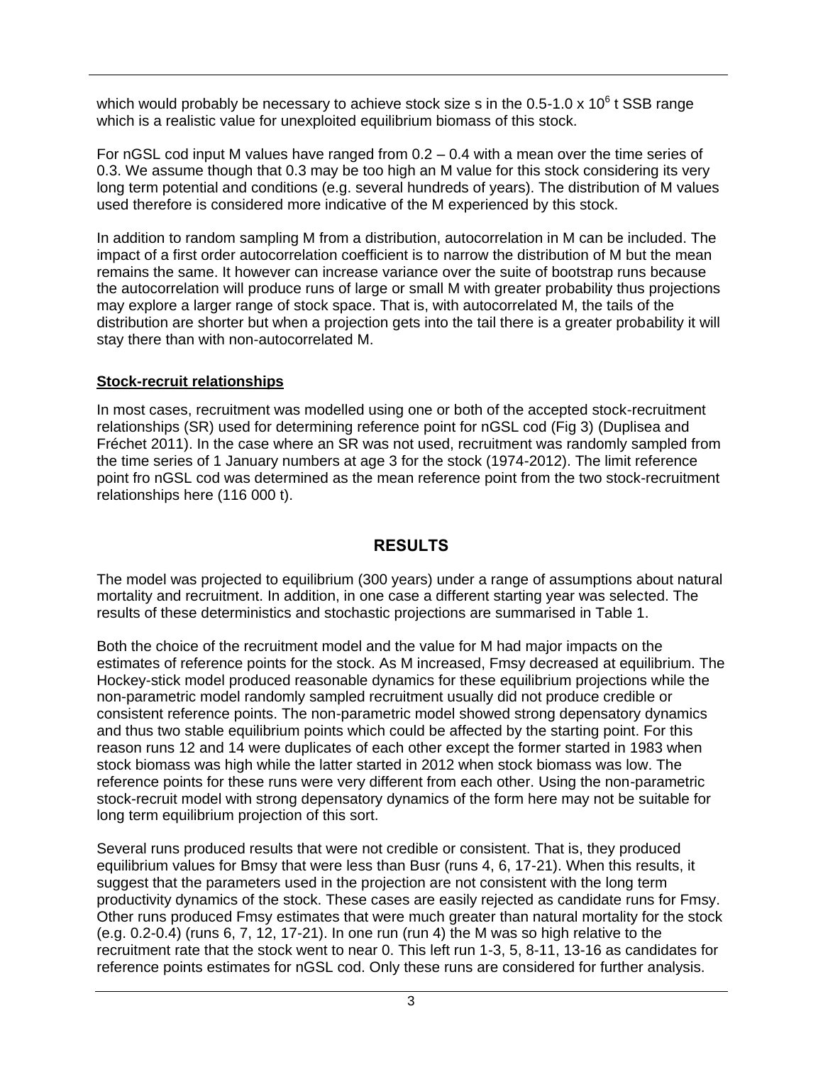which would probably be necessary to achieve stock size s in the 0.5-1.0 x $10^6$ t SSB range which is a realistic value for unexploited equilibrium biomass of this stock.

For nGSL cod input M values have ranged from 0.2 – 0.4 with a mean over the time series of 0.3. We assume though that 0.3 may be too high an M value for this stock considering its very long term potential and conditions (e.g. several hundreds of years). The distribution of M values used therefore is considered more indicative of the M experienced by this stock.

In addition to random sampling M from a distribution, autocorrelation in M can be included. The impact of a first order autocorrelation coefficient is to narrow the distribution of M but the mean remains the same. It however can increase variance over the suite of bootstrap runs because the autocorrelation will produce runs of large or small M with greater probability thus projections may explore a larger range of stock space. That is, with autocorrelated M, the tails of the distribution are shorter but when a projection gets into the tail there is a greater probability it will stay there than with non-autocorrelated M.

**Stock-recruit relationships**

In most cases, recruitment was modelled using one or both of the accepted stock-recruitment relationships (SR) used for determining reference point for nGSL cod (Fig 3) (Duplisea and Fréchet 2011). In the case where an SR was not used, recruitment was randomly sampled from the time series of 1 January numbers at age 3 for the stock (1974-2012). The limit reference point fro nGSL cod was determined as the mean reference point from the two stock-recruitment relationships here (116 000 t).

## RESULTS

The model was projected to equilibrium (300 years) under a range of assumptions about natural mortality and recruitment. In addition, in one case a different starting year was selected. The results of these deterministics and stochastic projections are summarised in Table 1.

Both the choice of the recruitment model and the value for M had major impacts on the estimates of reference points for the stock. As M increased, Fmsy decreased at equilibrium. The Hockey-stick model produced reasonable dynamics for these equilibrium projections while the non-parametric model randomly sampled recruitment usually did not produce credible or consistent reference points. The non-parametric model showed strong depensatory dynamics and thus two stable equilibrium points which could be affected by the starting point. For this reason runs 12 and 14 were duplicates of each other except the former started in 1983 when stock biomass was high while the latter started in 2012 when stock biomass was low. The reference points for these runs were very different from each other. Using the non-parametric stock-recruit model with strong depensatory dynamics of the form here may not be suitable for long term equilibrium projection of this sort.

Several runs produced results that were not credible or consistent. That is, they produced equilibrium values for Bmsy that were less than Busr (runs 4, 6, 17-21). When this results, it suggest that the parameters used in the projection are not consistent with the long term productivity dynamics of the stock. These cases are easily rejected as candidate runs for Fmsy. Other runs produced Fmsy estimates that were much greater than natural mortality for the stock (e.g. 0.2-0.4) (runs 6, 7, 12, 17-21). In one run (run 4) the M was so high relative to the recruitment rate that the stock went to near 0. This left run 1-3, 5, 8-11, 13-16 as candidates for reference points estimates for nGSL cod. Only these runs are considered for further analysis.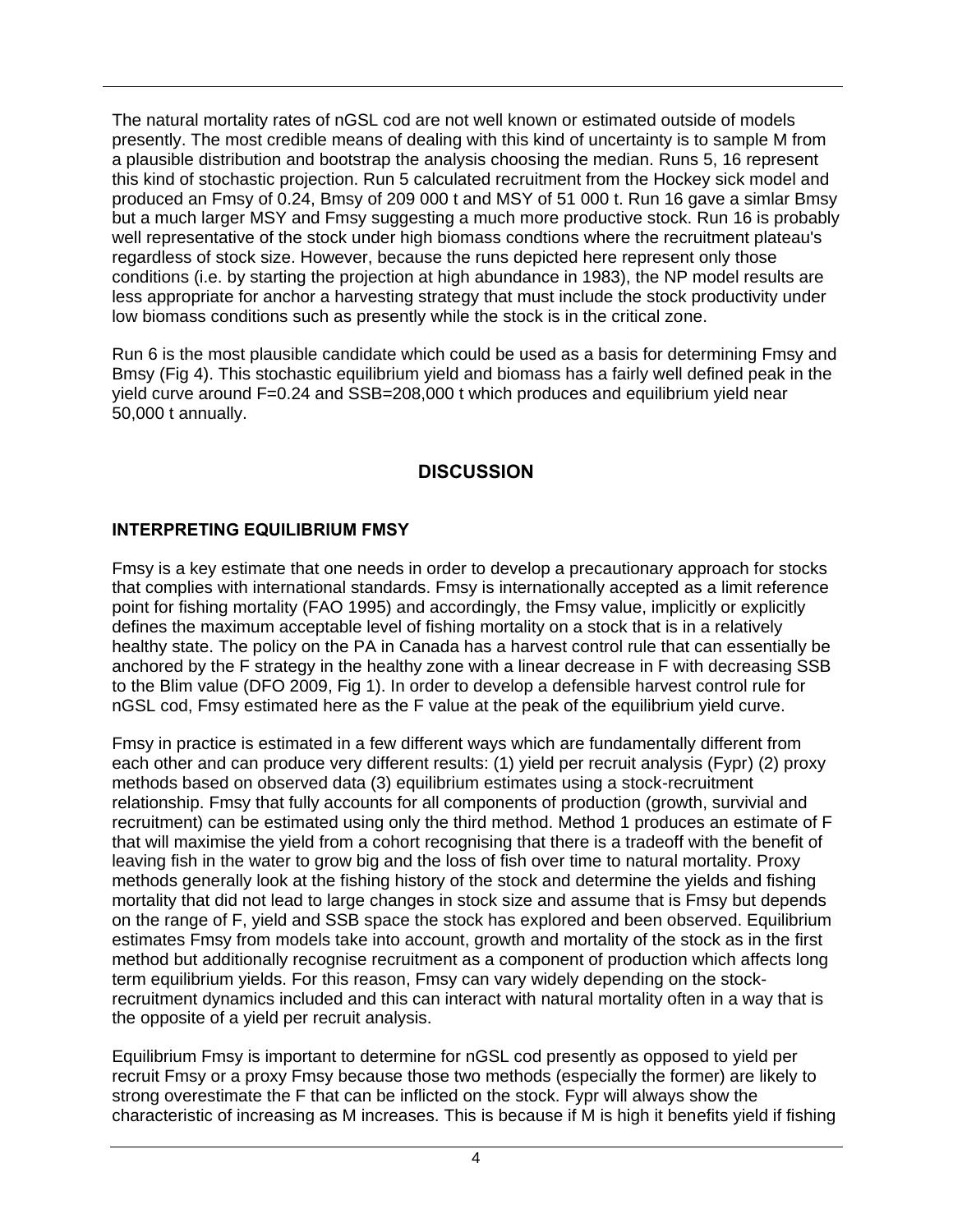The natural mortality rates of nGSL cod are not well known or estimated outside of models presently. The most credible means of dealing with this kind of uncertainty is to sample M from a plausible distribution and bootstrap the analysis choosing the median. Runs 5, 16 represent this kind of stochastic projection. Run 5 calculated recruitment from the Hockey sick model and produced an Fmsy of 0.24, Bmsy of 209 000 t and MSY of 51 000 t. Run 16 gave a simlar Bmsy but a much larger MSY and Fmsy suggesting a much more productive stock. Run 16 is probably well representative of the stock under high biomass condtions where the recruitment plateau's regardless of stock size. However, because the runs depicted here represent only those conditions (i.e. by starting the projection at high abundance in 1983), the NP model results are less appropriate for anchor a harvesting strategy that must include the stock productivity under low biomass conditions such as presently while the stock is in the critical zone.

Run 6 is the most plausible candidate which could be used as a basis for determining Fmsy and Bmsy (Fig 4). This stochastic equilibrium yield and biomass has a fairly well defined peak in the yield curve around F=0.24 and SSB=208,000 t which produces and equilibrium yield near 50,000 t annually.

## DISCUSSION

### INTERPRETING EQUILIBRIUM FMSY

Fmsy is a key estimate that one needs in order to develop a precautionary approach for stocks that complies with international standards. Fmsy is internationally accepted as a limit reference point for fishing mortality (FAO 1995) and accordingly, the Fmsy value, implicitly or explicitly defines the maximum acceptable level of fishing mortality on a stock that is in a relatively healthy state. The policy on the PA in Canada has a harvest control rule that can essentially be anchored by the F strategy in the healthy zone with a linear decrease in F with decreasing SSB to the Blim value (DFO 2009, Fig 1). In order to develop a defensible harvest control rule for nGSL cod, Fmsy estimated here as the F value at the peak of the equilibrium yield curve.

Fmsy in practice is estimated in a few different ways which are fundamentally different from each other and can produce very different results: (1) yield per recruit analysis (Fypr) (2) proxy methods based on observed data (3) equilibrium estimates using a stock-recruitment relationship. Fmsy that fully accounts for all components of production (growth, survivial and recruitment) can be estimated using only the third method. Method 1 produces an estimate of F that will maximise the yield from a cohort recognising that there is a tradeoff with the benefit of leaving fish in the water to grow big and the loss of fish over time to natural mortality. Proxy methods generally look at the fishing history of the stock and determine the yields and fishing mortality that did not lead to large changes in stock size and assume that is Fmsy but depends on the range of F, yield and SSB space the stock has explored and been observed. Equilibrium estimates Fmsy from models take into account, growth and mortality of the stock as in the first method but additionally recognise recruitment as a component of production which affects long term equilibrium yields. For this reason, Fmsy can vary widely depending on the stock-recruitment dynamics included and this can interact with natural mortality often in a way that is the opposite of a yield per recruit analysis.

Equilibrium Fmsy is important to determine for nGSL cod presently as opposed to yield per recruit Fmsy or a proxy Fmsy because those two methods (especially the former) are likely to strong overestimate the F that can be inflicted on the stock. Fypr will always show the characteristic of increasing as M increases. This is because if M is high it benefits yield if fishing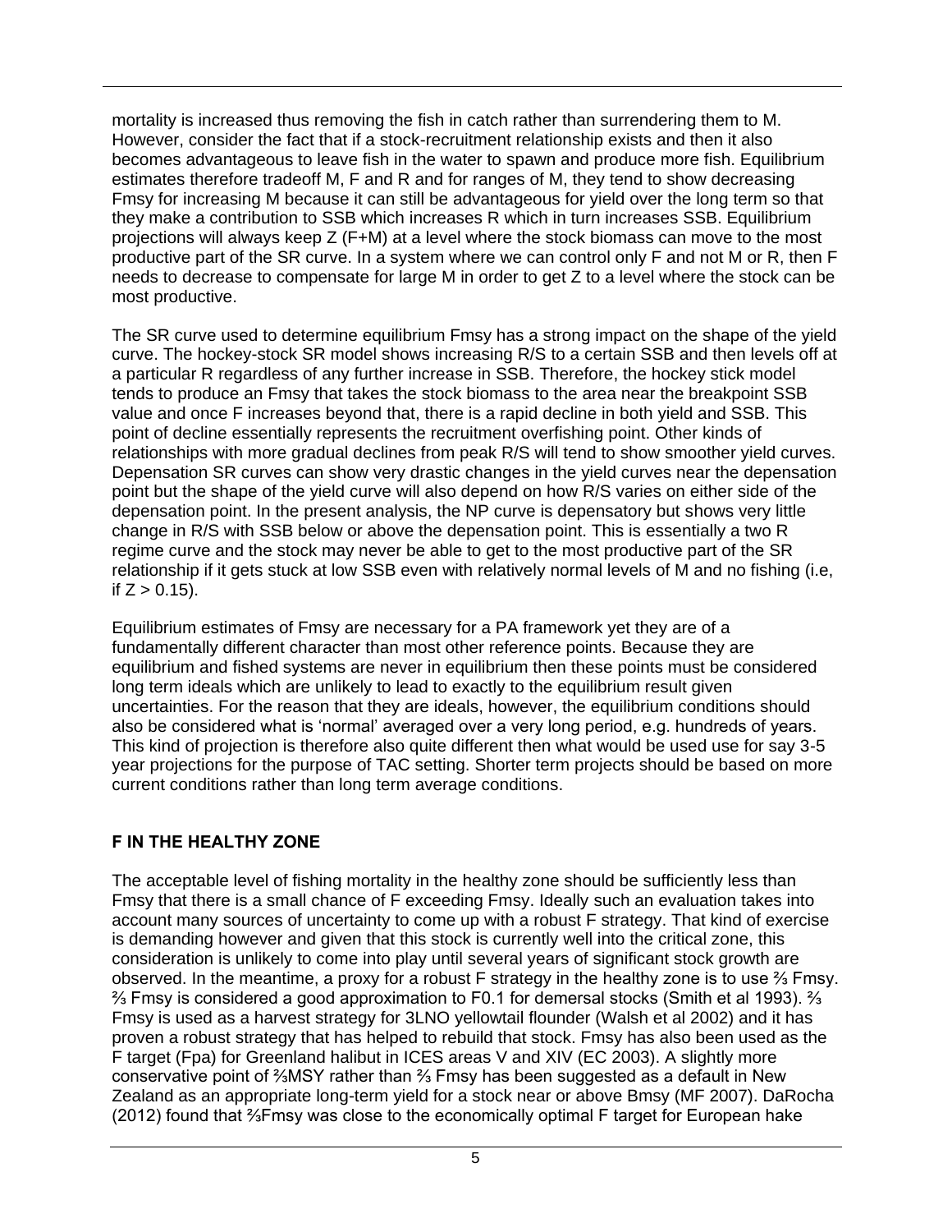mortality is increased thus removing the fish in catch rather than surrendering them to M. However, consider the fact that if a stock-recruitment relationship exists and then it also becomes advantageous to leave fish in the water to spawn and produce more fish. Equilibrium estimates therefore tradeoff M, F and R and for ranges of M, they tend to show decreasing Fmsy for increasing M because it can still be advantageous for yield over the long term so that they make a contribution to SSB which increases R which in turn increases SSB. Equilibrium projections will always keep Z (F+M) at a level where the stock biomass can move to the most productive part of the SR curve. In a system where we can control only F and not M or R, then F needs to decrease to compensate for large M in order to get Z to a level where the stock can be most productive.

The SR curve used to determine equilibrium Fmsy has a strong impact on the shape of the yield curve. The hockey-stock SR model shows increasing R/S to a certain SSB and then levels off at a particular R regardless of any further increase in SSB. Therefore, the hockey stick model tends to produce an Fmsy that takes the stock biomass to the area near the breakpoint SSB value and once F increases beyond that, there is a rapid decline in both yield and SSB. This point of decline essentially represents the recruitment overfishing point. Other kinds of relationships with more gradual declines from peak R/S will tend to show smoother yield curves. Depensation SR curves can show very drastic changes in the yield curves near the depensation point but the shape of the yield curve will also depend on how R/S varies on either side of the depensation point. In the present analysis, the NP curve is depensatory but shows very little change in R/S with SSB below or above the depensation point. This is essentially a two R regime curve and the stock may never be able to get to the most productive part of the SR relationship if it gets stuck at low SSB even with relatively normal levels of M and no fishing (i.e, if $Z > 0.15$).

Equilibrium estimates of Fmsy are necessary for a PA framework yet they are of a fundamentally different character than most other reference points. Because they are equilibrium and fished systems are never in equilibrium then these points must be considered long term ideals which are unlikely to lead to exactly to the equilibrium result given uncertainties. For the reason that they are ideals, however, the equilibrium conditions should also be considered what is 'normal' averaged over a very long period, e.g. hundreds of years. This kind of projection is therefore also quite different then what would be used use for say 3-5 year projections for the purpose of TAC setting. Shorter term projects should be based on more current conditions rather than long term average conditions.

## F IN THE HEALTHY ZONE

The acceptable level of fishing mortality in the healthy zone should be sufficiently less than Fmsy that there is a small chance of F exceeding Fmsy. Ideally such an evaluation takes into account many sources of uncertainty to come up with a robust F strategy. That kind of exercise is demanding however and given that this stock is currently well into the critical zone, this consideration is unlikely to come into play until several years of significant stock growth are observed. In the meantime, a proxy for a robust F strategy in the healthy zone is to use ⅔ Fmsy. ⅔ Fmsy is considered a good approximation to F0.1 for demersal stocks (Smith et al 1993). ⅔ Fmsy is used as a harvest strategy for 3LNO yellowtail flounder (Walsh et al 2002) and it has proven a robust strategy that has helped to rebuild that stock. Fmsy has also been used as the F target (Fpa) for Greenland halibut in ICES areas V and XIV (EC 2003). A slightly more conservative point of ⅔MSY rather than ⅔ Fmsy has been suggested as a default in New Zealand as an appropriate long-term yield for a stock near or above Bmsy (MF 2007). DaRocha (2012) found that ⅔Fmsy was close to the economically optimal F target for European hake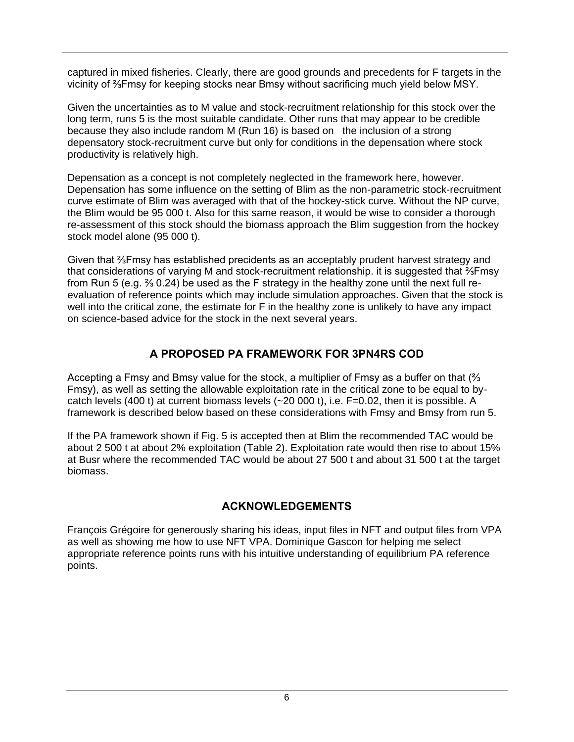captured in mixed fisheries. Clearly, there are good grounds and precedents for F targets in the vicinity of ⅔Fmsy for keeping stocks near Bmsy without sacrificing much yield below MSY.

Given the uncertainties as to M value and stock-recruitment relationship for this stock over the long term, runs 5 is the most suitable candidate. Other runs that may appear to be credible because they also include random M (Run 16) is based on the inclusion of a strong depensatory stock-recruitment curve but only for conditions in the depensation where stock productivity is relatively high.

Depensation as a concept is not completely neglected in the framework here, however. Depensation has some influence on the setting of Blim as the non-parametric stock-recruitment curve estimate of Blim was averaged with that of the hockey-stick curve. Without the NP curve, the Blim would be 95 000 t. Also for this same reason, it would be wise to consider a thorough re-assessment of this stock should the biomass approach the Blim suggestion from the hockey stock model alone (95 000 t).

Given that ⅔Fmsy has established precidents as an acceptably prudent harvest strategy and that considerations of varying M and stock-recruitment relationship. it is suggested that ⅔Fmsy from Run 5 (e.g. ⅔ 0.24) be used as the F strategy in the healthy zone until the next full re-evaluation of reference points which may include simulation approaches. Given that the stock is well into the critical zone, the estimate for F in the healthy zone is unlikely to have any impact on science-based advice for the stock in the next several years.

## A PROPOSED PA FRAMEWORK FOR 3PN4RS COD

Accepting a Fmsy and Bmsy value for the stock, a multiplier of Fmsy as a buffer on that (⅔ Fmsy), as well as setting the allowable exploitation rate in the critical zone to be equal to by-catch levels (400 t) at current biomass levels (~20 000 t), i.e. F=0.02, then it is possible. A framework is described below based on these considerations with Fmsy and Bmsy from run 5.

If the PA framework shown if Fig. 5 is accepted then at Blim the recommended TAC would be about 2 500 t at about 2% exploitation (Table 2). Exploitation rate would then rise to about 15% at Busr where the recommended TAC would be about 27 500 t and about 31 500 t at the target biomass.

## ACKNOWLEDGEMENTS

François Grégoire for generously sharing his ideas, input files in NFT and output files from VPA as well as showing me how to use NFT VPA. Dominique Gascon for helping me select appropriate reference points runs with his intuitive understanding of equilibrium PA reference points.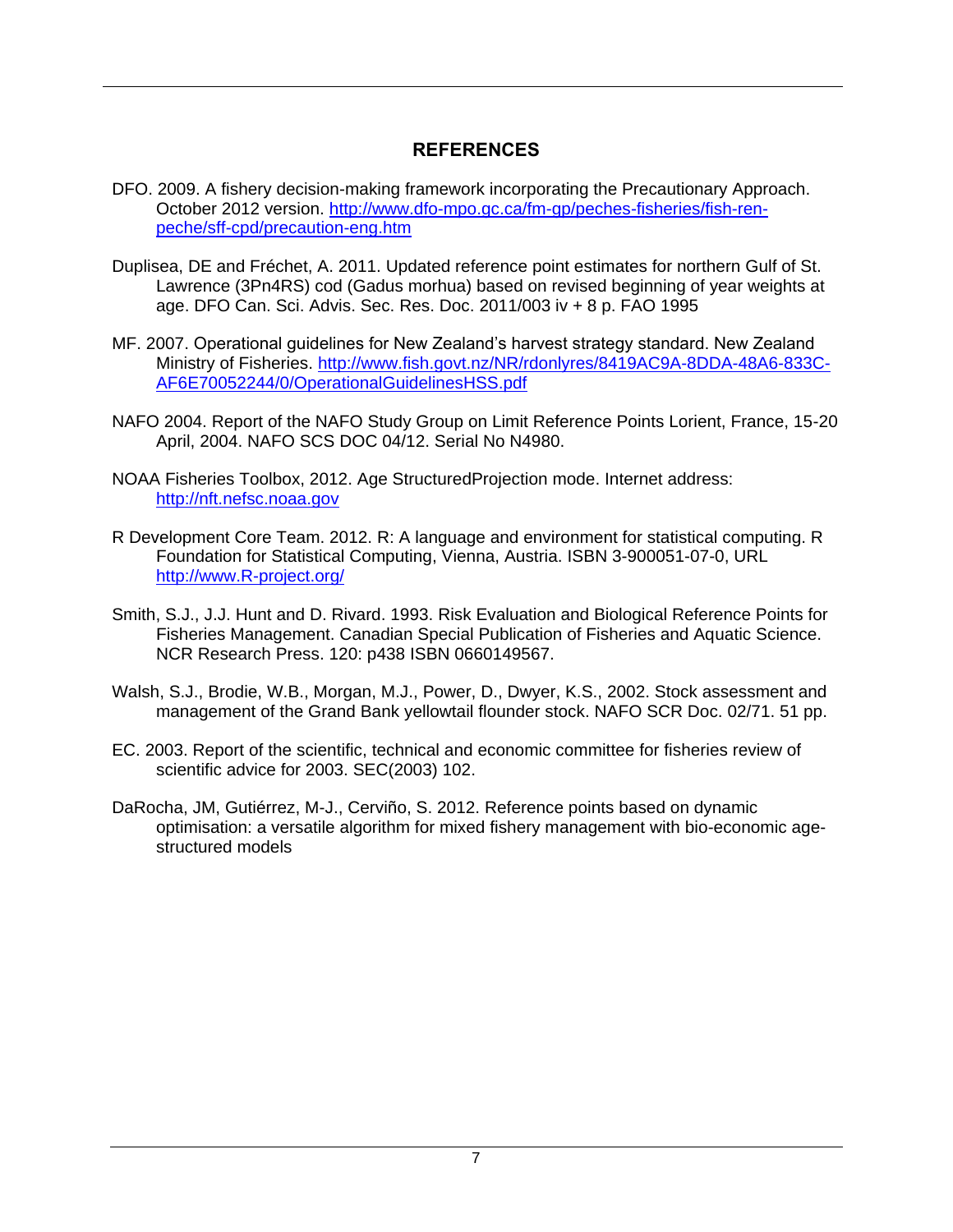## REFERENCES

DFO. 2009. A fishery decision-making framework incorporating the Precautionary Approach. October 2012 version. http://www.dfo-mpo.gc.ca/fm-gp/peches-fisheries/fish-ren-peche/sff-cpd/precaution-eng.htm

Duplisea, DE and Fréchet, A. 2011. Updated reference point estimates for northern Gulf of St. Lawrence (3Pn4RS) cod (Gadus morhua) based on revised beginning of year weights at age. DFO Can. Sci. Advis. Sec. Res. Doc. 2011/003 iv + 8 p. FAO 1995

MF. 2007. Operational guidelines for New Zealand's harvest strategy standard. New Zealand Ministry of Fisheries. http://www.fish.govt.nz/NR/rdonlyres/8419AC9A-8DDA-48A6-833C-AF6E70052244/0/OperationalGuidelinesHSS.pdf

NAFO 2004. Report of the NAFO Study Group on Limit Reference Points Lorient, France, 15-20 April, 2004. NAFO SCS DOC 04/12. Serial No N4980.

NOAA Fisheries Toolbox, 2012. Age StructuredProjection mode. Internet address: http://nft.nefsc.noaa.gov

R Development Core Team. 2012. R: A language and environment for statistical computing. R Foundation for Statistical Computing, Vienna, Austria. ISBN 3-900051-07-0, URL http://www.R-project.org/

Smith, S.J., J.J. Hunt and D. Rivard. 1993. Risk Evaluation and Biological Reference Points for Fisheries Management. Canadian Special Publication of Fisheries and Aquatic Science. NCR Research Press. 120: p438 ISBN 0660149567.

Walsh, S.J., Brodie, W.B., Morgan, M.J., Power, D., Dwyer, K.S., 2002. Stock assessment and management of the Grand Bank yellowtail flounder stock. NAFO SCR Doc. 02/71. 51 pp.

EC. 2003. Report of the scientific, technical and economic committee for fisheries review of scientific advice for 2003. SEC(2003) 102.

DaRocha, JM, Gutiérrez, M-J., Cerviño, S. 2012. Reference points based on dynamic optimisation: a versatile algorithm for mixed fishery management with bio-economic age-structured models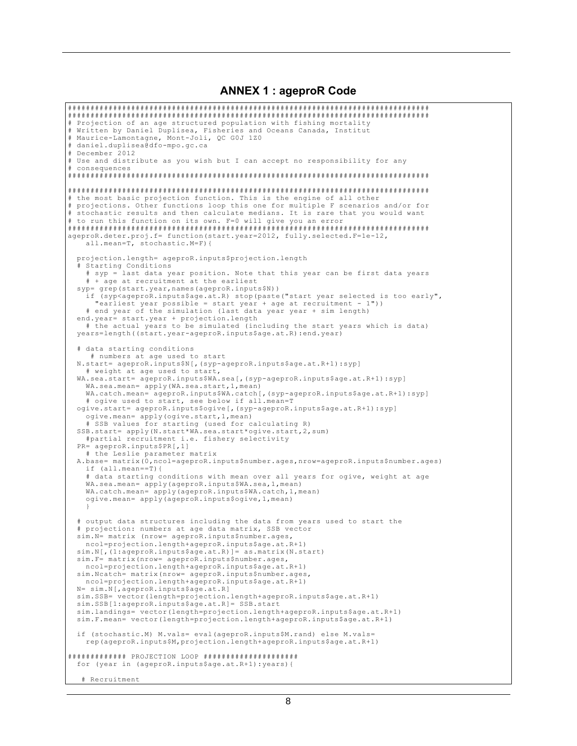## ANNEX 1 : ageproR Code

```
################################################################################
################################################################################
# Projection of an age structured population with fishing mortality
# Written by Daniel Duplisea, Fisheries and Oceans Canada, Institut
# Maurice-Lamontagne, Mont-Joli, QC G0J 1Z0
# daniel.duplisea@dfo-mpo.gc.ca
# December 2012
# Use and distribute as you wish but I can accept no responsibility for any
# consequences
################################################################################

################################################################################
# the most basic projection function. This is the engine of all other
# projections. Other functions loop this one for multiple F scenarios and/or for
# stochastic results and then calculate medians. It is rare that you would want
# to run this function on its own. F=0 will give you an error
################################################################################
ageproR.deter.proj.f= function(start.year=2012, fully.selected.F=1e-12,
    all.mean=T, stochastic.M=F){

  projection.length= ageproR.inputs$projection.length
  # Starting Conditions
    # syp = last data year position. Note that this year can be first data years
    # + age at recruitment at the earliest
  syp= grep(start.year,names(ageproR.inputs$N))
    if (syp<ageproR.inputs$age.at.R) stop(paste("start year selected is too early",
      "earliest year possible = start year + age at recruitment - 1"))
    # end year of the simulation (last data year year + sim length)
  end.year= start.year + projection.length
    # the actual years to be simulated (including the start years which is data)
  years=length((start.year-ageproR.inputs$age.at.R):end.year)

  # data starting conditions
     # numbers at age used to start
  N.start= ageproR.inputs$N[,(syp-ageproR.inputs$age.at.R+1):syp]
    # weight at age used to start,
  WA.sea.start= ageproR.inputs$WA.sea[,(syp-ageproR.inputs$age.at.R+1):syp]
    WA.sea.mean= apply(WA.sea.start,1,mean)
    WA.catch.mean= ageproR.inputs$WA.catch[,(syp-ageproR.inputs$age.at.R+1):syp]
    # ogive used to start, see below if all.mean=T
  ogive.start= ageproR.inputs$ogive[,(syp-ageproR.inputs$age.at.R+1):syp]
    ogive.mean= apply(ogive.start,1,mean)
    # SSB values for starting (used for calculating R)
  SSB.start= apply(N.start*WA.sea.start*ogive.start,2,sum)
    #partial recruitment i.e. fishery selectivity
  PR= ageproR.inputs$PR[,1]
    # the Leslie parameter matrix
  A.base= matrix(0,ncol=ageproR.inputs$number.ages,nrow=ageproR.inputs$number.ages)
    if (all.mean==T){
    # data starting conditions with mean over all years for ogive, weight at age
    WA.sea.mean= apply(ageproR.inputs$WA.sea,1,mean)
    WA.catch.mean= apply(ageproR.inputs$WA.catch,1,mean)
    ogive.mean= apply(ageproR.inputs$ogive,1,mean)
    }

  # output data structures including the data from years used to start the
  # projection: numbers at age data matrix, SSB vector
  sim.N= matrix (nrow= ageproR.inputs$number.ages,
    ncol=projection.length+ageproR.inputs$age.at.R+1)
  sim.N[,(1:ageproR.inputs$age.at.R)]= as.matrix(N.start)
  sim.F= matrix(nrow= ageproR.inputs$number.ages,
    ncol=projection.length+ageproR.inputs$age.at.R+1)
  sim.Ncatch= matrix(nrow= ageproR.inputs$number.ages,
    ncol=projection.length+ageproR.inputs$age.at.R+1)
  N= sim.N[,ageproR.inputs$age.at.R]
  sim.SSB= vector(length=projection.length+ageproR.inputs$age.at.R+1)
  sim.SSB[1:ageproR.inputs$age.at.R]= SSB.start
  sim.landings= vector(length=projection.length+ageproR.inputs$age.at.R+1)
  sim.F.mean= vector(length=projection.length+ageproR.inputs$age.at.R+1)

  if (stochastic.M) M.vals= eval(ageproR.inputs$M.rand) else M.vals=
    rep(ageproR.inputs$M,projection.length+ageproR.inputs$age.at.R+1)

############ PROJECTION LOOP ####################
  for (year in (ageproR.inputs$age.at.R+1):years){

   # Recruitment
```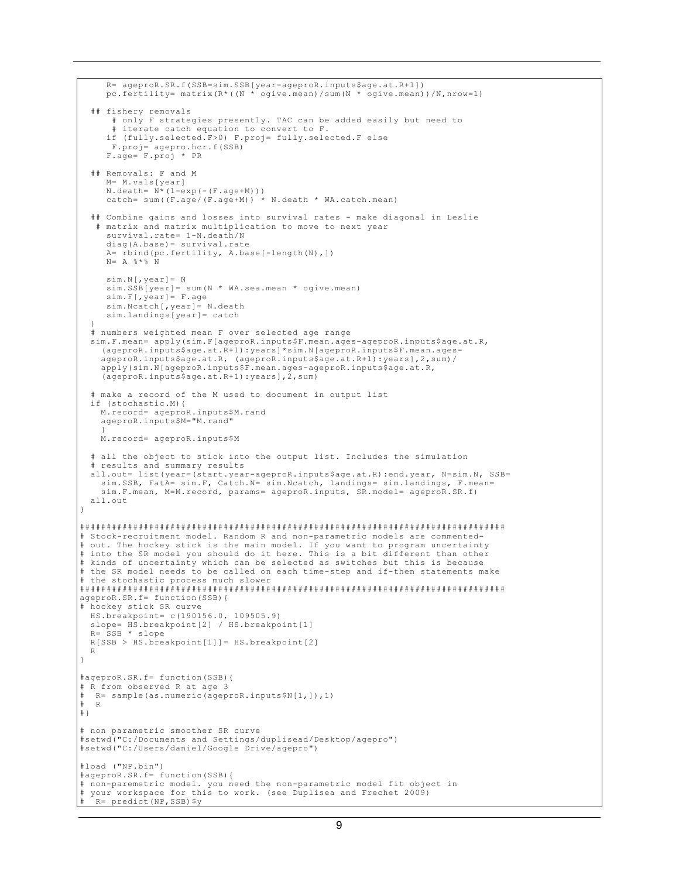```
     R= ageproR.SR.f(SSB=sim.SSB[year-ageproR.inputs$age.at.R+1])
     pc.fertility= matrix(R*((N * ogive.mean)/sum(N * ogive.mean))/N,nrow=1)

  ## fishery removals
      # only F strategies presently. TAC can be added easily but need to
      # iterate catch equation to convert to F.
     if (fully.selected.F>0) F.proj= fully.selected.F else
      F.proj= agepro.hcr.f(SSB)
     F.age= F.proj * PR

  ## Removals: F and M
     M= M.vals[year]
     N.death= N*(1-exp(-(F.age+M)))
     catch= sum((F.age/(F.age+M)) * N.death * WA.catch.mean)

  ## Combine gains and losses into survival rates - make diagonal in Leslie
   # matrix and matrix multiplication to move to next year
     survival.rate= 1-N.death/N
     diag(A.base)= survival.rate
     A= rbind(pc.fertility, A.base[-length(N),])
     N= A %*% N

     sim.N[,year]= N
     sim.SSB[year]= sum(N * WA.sea.mean * ogive.mean)
     sim.F[,year]= F.age
     sim.Ncatch[,year]= N.death
     sim.landings[year]= catch
  }
  # numbers weighted mean F over selected age range
  sim.F.mean= apply(sim.F[ageproR.inputs$F.mean.ages-ageproR.inputs$age.at.R,
    (ageproR.inputs$age.at.R+1):years]*sim.N[ageproR.inputs$F.mean.ages-
    ageproR.inputs$age.at.R, (ageproR.inputs$age.at.R+1):years],2,sum)/
    apply(sim.N[ageproR.inputs$F.mean.ages-ageproR.inputs$age.at.R,
    (ageproR.inputs$age.at.R+1):years],2,sum)

  # make a record of the M used to document in output list
  if (stochastic.M){
    M.record= ageproR.inputs$M.rand
    ageproR.inputs$M="M.rand"
    }
    M.record= ageproR.inputs$M

  # all the object to stick into the output list. Includes the simulation
  # results and summary results
  all.out= list(year=(start.year-ageproR.inputs$age.at.R):end.year, N=sim.N, SSB=
    sim.SSB, FatA= sim.F, Catch.N= sim.Ncatch, landings= sim.landings, F.mean=
    sim.F.mean, M=M.record, params= ageproR.inputs, SR.model= ageproR.SR.f)
  all.out
}

################################################################################
# Stock-recruitment model. Random R and non-parametric models are commented-
# out. The hockey stick is the main model. If you want to program uncertainty
# into the SR model you should do it here. This is a bit different than other
# kinds of uncertainty which can be selected as switches but this is because
# the SR model needs to be called on each time-step and if-then statements make
# the stochastic process much slower
################################################################################
ageproR.SR.f= function(SSB){
# hockey stick SR curve
  HS.breakpoint= c(190156.0, 109505.9)
  slope= HS.breakpoint[2] / HS.breakpoint[1]
  R= SSB * slope
  R[SSB > HS.breakpoint[1]]= HS.breakpoint[2]
  R
}

#ageproR.SR.f= function(SSB){
# R from observed R at age 3
#  R= sample(as.numeric(ageproR.inputs$N[1,]),1)
#  R
#}

# non parametric smoother SR curve
#setwd("C:/Documents and Settings/duplisead/Desktop/agepro")
#setwd("C:/Users/daniel/Google Drive/agepro")

#load ("NP.bin")
#ageproR.SR.f= function(SSB){
# non-paremetric model. you need the non-parametric model fit object in
# your workspace for this to work. (see Duplisea and Frechet 2009)
#  R= predict(NP,SSB)$y
```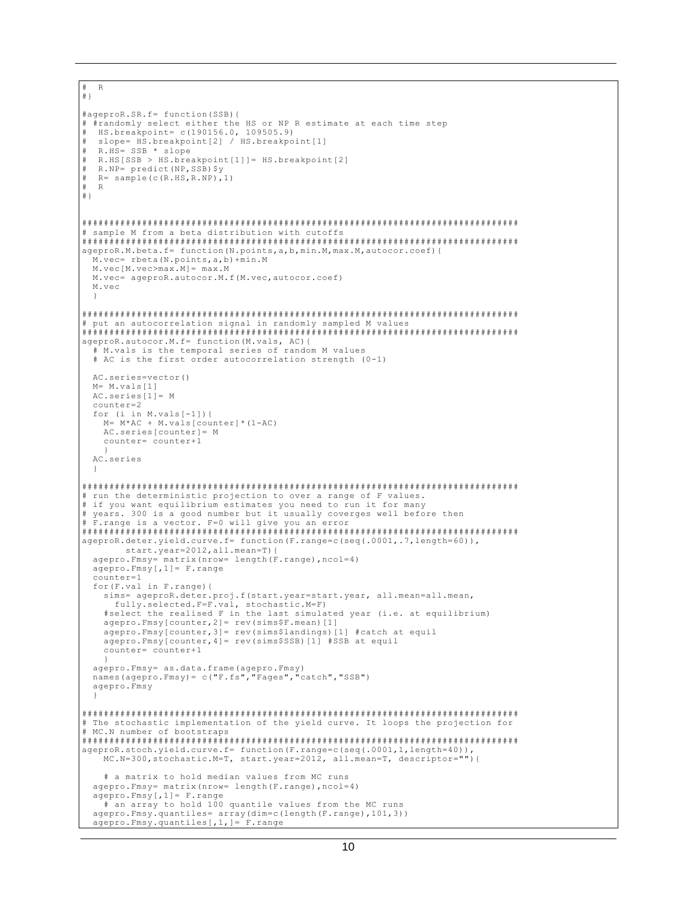```
#  R
#}

#ageproR.SR.f= function(SSB){
# #randomly select either the HS or NP R estimate at each time step
#  HS.breakpoint= c(190156.0, 109505.9)
#  slope= HS.breakpoint[2] / HS.breakpoint[1]
#  R.HS= SSB * slope
#  R.HS[SSB > HS.breakpoint[1]]= HS.breakpoint[2]
#  R.NP= predict(NP,SSB)$y
#  R= sample(c(R.HS,R.NP),1)
#  R
#}


################################################################################
# sample M from a beta distribution with cutoffs
################################################################################
ageproR.M.beta.f= function(N.points,a,b,min.M,max.M,autocor.coef){
  M.vec= rbeta(N.points,a,b)+min.M
  M.vec[M.vec>max.M]= max.M
  M.vec= ageproR.autocor.M.f(M.vec,autocor.coef)
  M.vec
  }

################################################################################
# put an autocorrelation signal in randomly sampled M values
################################################################################
ageproR.autocor.M.f= function(M.vals, AC){
  # M.vals is the temporal series of random M values
  # AC is the first order autocorrelation strength (0-1)

  AC.series=vector()
  M= M.vals[1]
  AC.series[1]= M
  counter=2
  for (i in M.vals[-1]){
    M= M*AC + M.vals[counter]*(1-AC)
    AC.series[counter]= M
    counter= counter+1
    }
  AC.series
  }

################################################################################
# run the deterministic projection to over a range of F values.
# if you want equilibrium estimates you need to run it for many
# years. 300 is a good number but it usually coverges well before then
# F.range is a vector. F=0 will give you an error
################################################################################
ageproR.deter.yield.curve.f= function(F.range=c(seq(.0001,.7,length=60)),
        start.year=2012,all.mean=T){
  agepro.Fmsy= matrix(nrow= length(F.range),ncol=4)
  agepro.Fmsy[,1]= F.range
  counter=1
  for(F.val in F.range){
    sims= ageproR.deter.proj.f(start.year=start.year, all.mean=all.mean,
      fully.selected.F=F.val, stochastic.M=F)
    #select the realised F in the last simulated year (i.e. at equilibrium)
    agepro.Fmsy[counter,2]= rev(sims$F.mean)[1]
    agepro.Fmsy[counter,3]= rev(sims$landings)[1] #catch at equil
    agepro.Fmsy[counter,4]= rev(sims$SSB)[1] #SSB at equil
    counter= counter+1
    }
  agepro.Fmsy= as.data.frame(agepro.Fmsy)
  names(agepro.Fmsy)= c("F.fs","Fages","catch","SSB")
  agepro.Fmsy
  }

################################################################################
# The stochastic implementation of the yield curve. It loops the projection for
# MC.N number of bootstraps
################################################################################
ageproR.stoch.yield.curve.f= function(F.range=c(seq(.0001,1,length=40)),
    MC.N=300,stochastic.M=T, start.year=2012, all.mean=T, descriptor=""){

    # a matrix to hold median values from MC runs
  agepro.Fmsy= matrix(nrow= length(F.range),ncol=4)
  agepro.Fmsy[,1]= F.range
    # an array to hold 100 quantile values from the MC runs
  agepro.Fmsy.quantiles= array(dim=c(length(F.range),101,3))
  agepro.Fmsy.quantiles[,1,]= F.range
```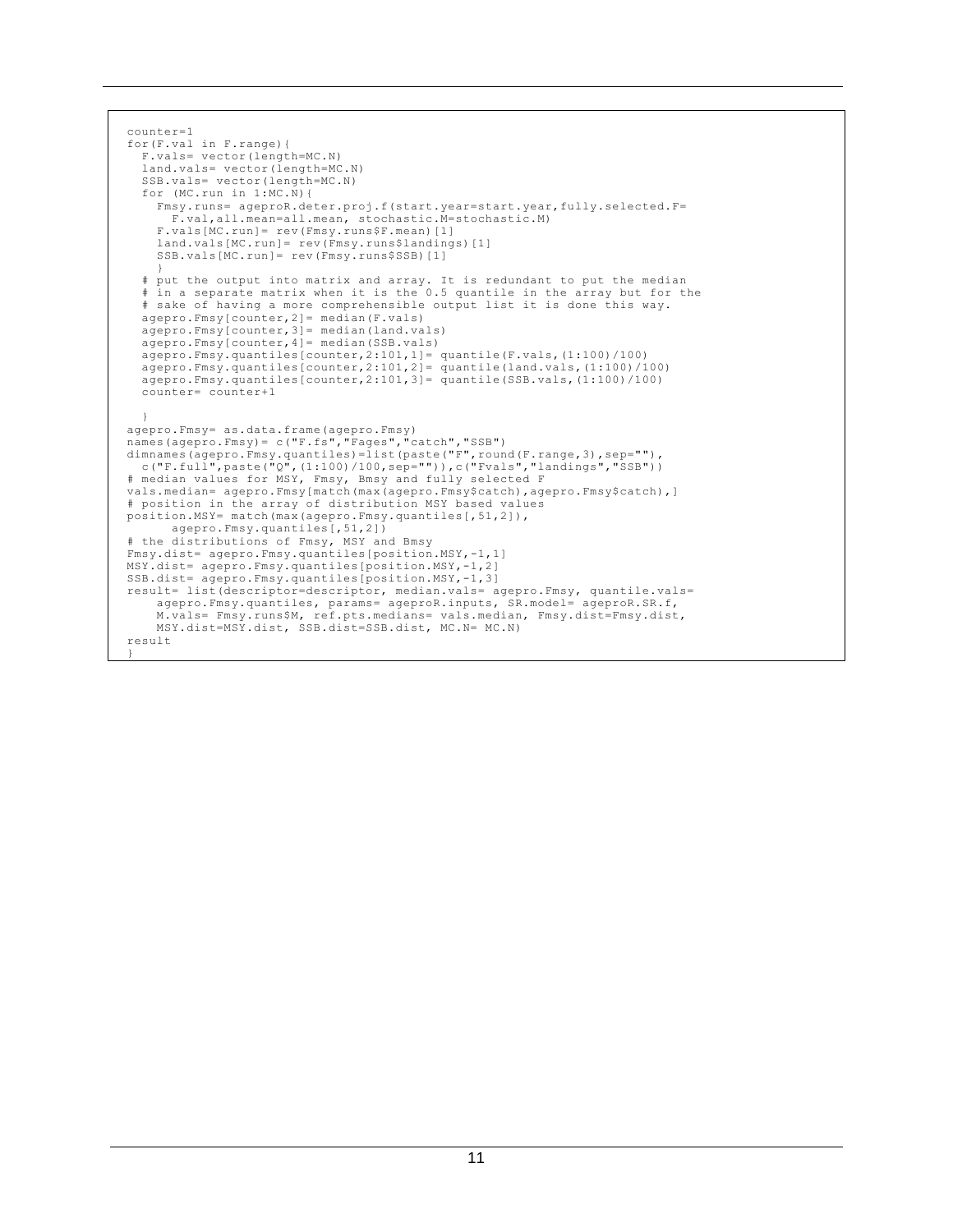```
counter=1
for(F.val in F.range){
  F.vals= vector(length=MC.N)
  land.vals= vector(length=MC.N)
  SSB.vals= vector(length=MC.N)
  for (MC.run in 1:MC.N){
    Fmsy.runs= ageproR.deter.proj.f(start.year=start.year,fully.selected.F=
      F.val,all.mean=all.mean, stochastic.M=stochastic.M)
    F.vals[MC.run]= rev(Fmsy.runs$F.mean)[1]
    land.vals[MC.run]= rev(Fmsy.runs$landings)[1]
    SSB.vals[MC.run]= rev(Fmsy.runs$SSB)[1]
    }
  # put the output into matrix and array. It is redundant to put the median
  # in a separate matrix when it is the 0.5 quantile in the array but for the
  # sake of having a more comprehensible output list it is done this way.
  agepro.Fmsy[counter,2]= median(F.vals)
  agepro.Fmsy[counter,3]= median(land.vals)
  agepro.Fmsy[counter,4]= median(SSB.vals)
  agepro.Fmsy.quantiles[counter,2:101,1]= quantile(F.vals,(1:100)/100)
  agepro.Fmsy.quantiles[counter,2:101,2]= quantile(land.vals,(1:100)/100)
  agepro.Fmsy.quantiles[counter,2:101,3]= quantile(SSB.vals,(1:100)/100)
  counter= counter+1

  }
agepro.Fmsy= as.data.frame(agepro.Fmsy)
names(agepro.Fmsy)= c("F.fs","Fages","catch","SSB")
dimnames(agepro.Fmsy.quantiles)=list(paste("F",round(F.range,3),sep=""),
  c("F.full",paste("Q",(1:100)/100,sep="")),c("Fvals","landings","SSB"))
# median values for MSY, Fmsy, Bmsy and fully selected F
vals.median= agepro.Fmsy[match(max(agepro.Fmsy$catch),agepro.Fmsy$catch),]
# position in the array of distribution MSY based values
position.MSY= match(max(agepro.Fmsy.quantiles[,51,2]),
      agepro.Fmsy.quantiles[,51,2])
# the distributions of Fmsy, MSY and Bmsy
Fmsy.dist= agepro.Fmsy.quantiles[position.MSY,-1,1]
MSY.dist= agepro.Fmsy.quantiles[position.MSY,-1,2]
SSB.dist= agepro.Fmsy.quantiles[position.MSY,-1,3]
result= list(descriptor=descriptor, median.vals= agepro.Fmsy, quantile.vals=
    agepro.Fmsy.quantiles, params= ageproR.inputs, SR.model= ageproR.SR.f,
    M.vals= Fmsy.runs$M, ref.pts.medians= vals.median, Fmsy.dist=Fmsy.dist,
    MSY.dist=MSY.dist, SSB.dist=SSB.dist, MC.N= MC.N)
result
}
```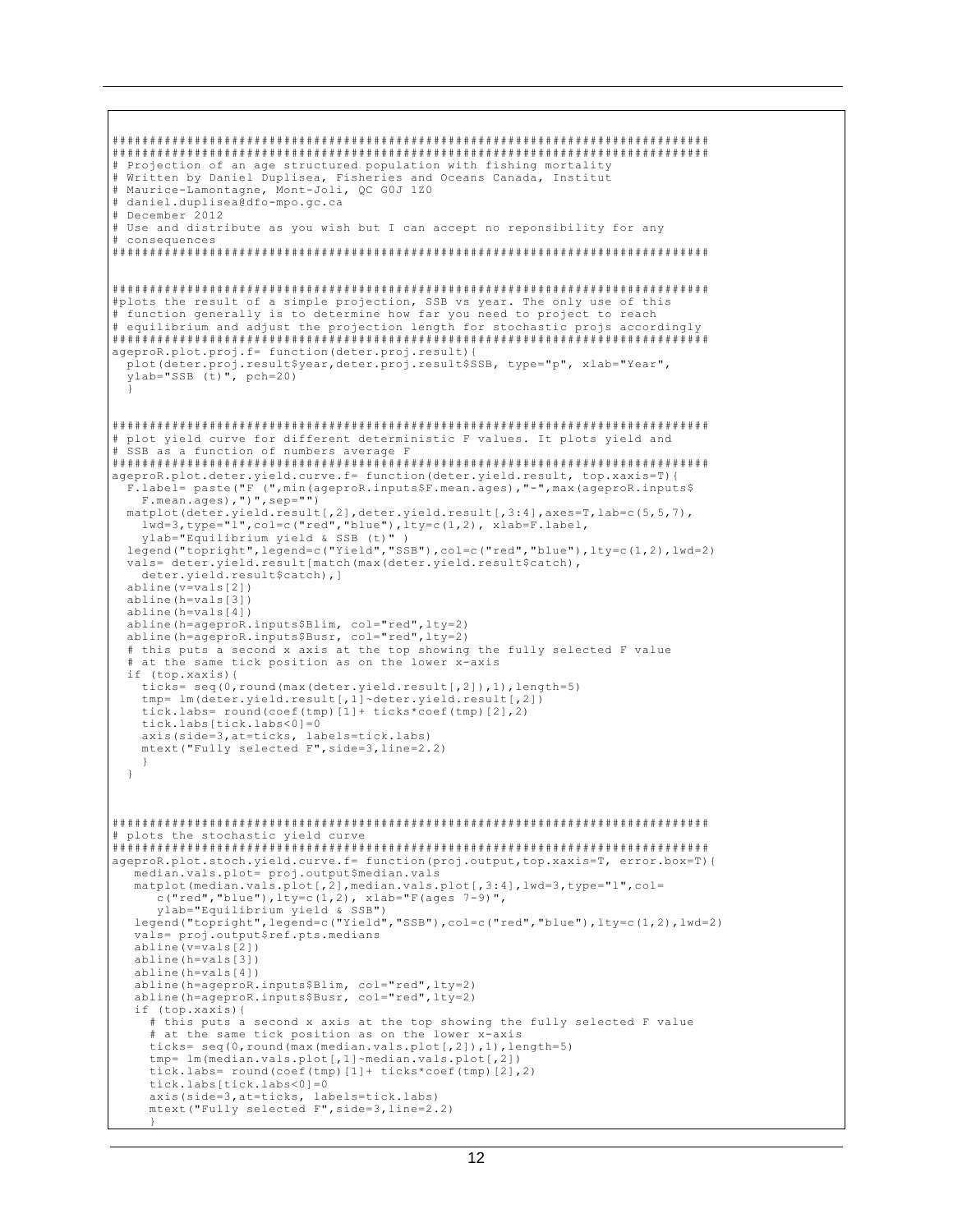```
################################################################################
################################################################################
# Projection of an age structured population with fishing mortality
# Written by Daniel Duplisea, Fisheries and Oceans Canada, Institut
# Maurice-Lamontagne, Mont-Joli, QC G0J 1Z0
# daniel.duplisea@dfo-mpo.gc.ca
# December 2012
# Use and distribute as you wish but I can accept no reponsibility for any
# consequences
################################################################################


################################################################################
#plots the result of a simple projection, SSB vs year. The only use of this
# function generally is to determine how far you need to project to reach
# equilibrium and adjust the projection length for stochastic projs accordingly
################################################################################
ageproR.plot.proj.f= function(deter.proj.result){
  plot(deter.proj.result$year,deter.proj.result$SSB, type="p", xlab="Year",
  ylab="SSB (t)", pch=20)
  }


################################################################################
# plot yield curve for different deterministic F values. It plots yield and
# SSB as a function of numbers average F
################################################################################
ageproR.plot.deter.yield.curve.f= function(deter.yield.result, top.xaxis=T){
  F.label= paste("F (",min(ageproR.inputs$F.mean.ages),"-",max(ageproR.inputs$
    F.mean.ages),")",sep="")
  matplot(deter.yield.result[,2],deter.yield.result[,3:4],axes=T,lab=c(5,5,7),
    lwd=3,type="l",col=c("red","blue"),lty=c(1,2), xlab=F.label,
    ylab="Equilibrium yield & SSB (t)" )
  legend("topright",legend=c("Yield","SSB"),col=c("red","blue"),lty=c(1,2),lwd=2)
  vals= deter.yield.result[match(max(deter.yield.result$catch),
    deter.yield.result$catch),]
  abline(v=vals[2])
  abline(h=vals[3])
  abline(h=vals[4])
  abline(h=ageproR.inputs$Blim, col="red",lty=2)
  abline(h=ageproR.inputs$Busr, col="red",lty=2)
  # this puts a second x axis at the top showing the fully selected F value
  # at the same tick position as on the lower x-axis
  if (top.xaxis){
    ticks= seq(0,round(max(deter.yield.result[,2]),1),length=5)
    tmp= lm(deter.yield.result[,1]~deter.yield.result[,2])
    tick.labs= round(coef(tmp)[1]+ ticks*coef(tmp)[2],2)
    tick.labs[tick.labs<0]=0
    axis(side=3,at=ticks, labels=tick.labs)
    mtext("Fully selected F",side=3,line=2.2)
    }
  }



################################################################################
# plots the stochastic yield curve
################################################################################
ageproR.plot.stoch.yield.curve.f= function(proj.output,top.xaxis=T, error.box=T){
   median.vals.plot= proj.output$median.vals
   matplot(median.vals.plot[,2],median.vals.plot[,3:4],lwd=3,type="l",col=
      c("red","blue"),lty=c(1,2), xlab="F(ages 7-9)",
      ylab="Equilibrium yield & SSB")
   legend("topright",legend=c("Yield","SSB"),col=c("red","blue"),lty=c(1,2),lwd=2)
   vals= proj.output$ref.pts.medians
   abline(v=vals[2])
   abline(h=vals[3])
   abline(h=vals[4])
   abline(h=ageproR.inputs$Blim, col="red",lty=2)
   abline(h=ageproR.inputs$Busr, col="red",lty=2)
   if (top.xaxis){
     # this puts a second x axis at the top showing the fully selected F value
     # at the same tick position as on the lower x-axis
     ticks= seq(0,round(max(median.vals.plot[,2]),1),length=5)
     tmp= lm(median.vals.plot[,1]~median.vals.plot[,2])
     tick.labs= round(coef(tmp)[1]+ ticks*coef(tmp)[2],2)
     tick.labs[tick.labs<0]=0
     axis(side=3,at=ticks, labels=tick.labs)
     mtext("Fully selected F",side=3,line=2.2)
     }
```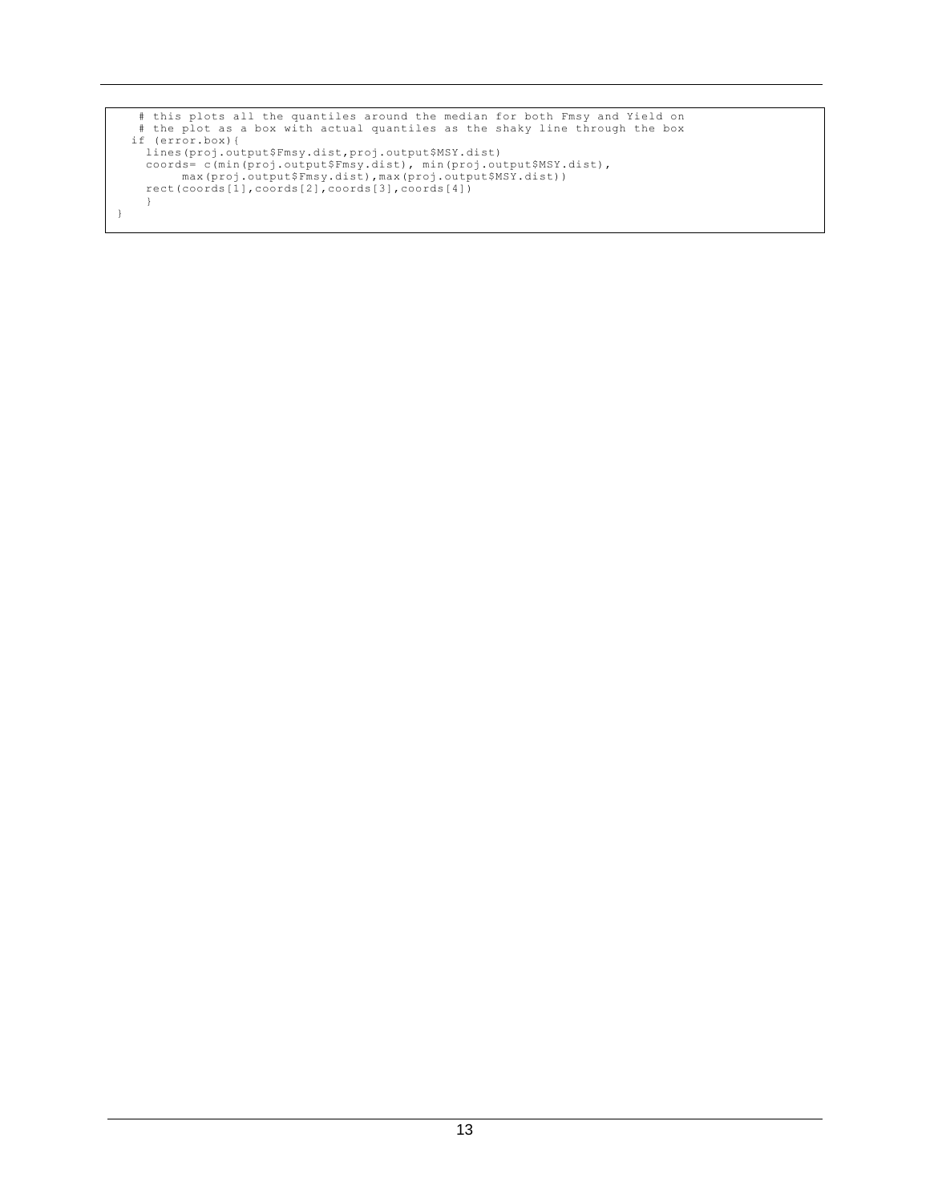```
    # this plots all the quantiles around the median for both Fmsy and Yield on
    # the plot as a box with actual quantiles as the shaky line through the box
   if (error.box){
     lines(proj.output$Fmsy.dist,proj.output$MSY.dist)
     coords= c(min(proj.output$Fmsy.dist), min(proj.output$MSY.dist),
          max(proj.output$Fmsy.dist),max(proj.output$MSY.dist))
     rect(coords[1],coords[2],coords[3],coords[4])
     }
}
```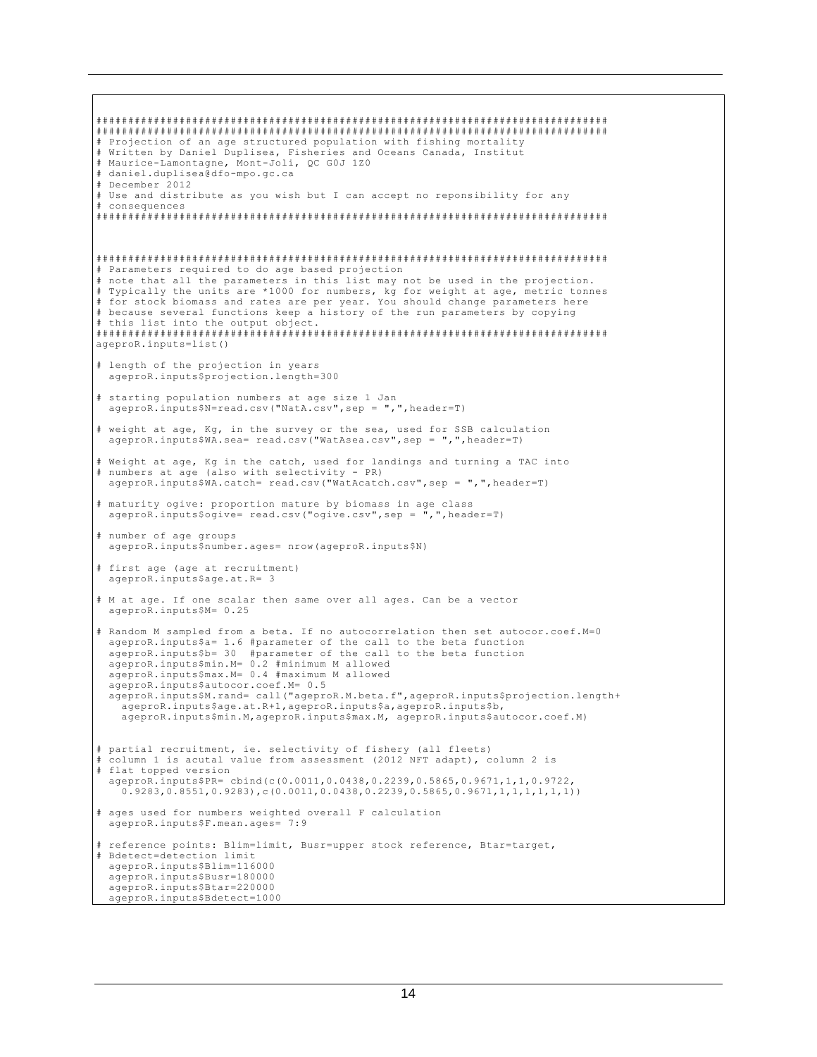```
###############################################################################
###############################################################################
# Projection of an age structured population with fishing mortality
# Written by Daniel Duplisea, Fisheries and Oceans Canada, Institut
# Maurice-Lamontagne, Mont-Joli, QC G0J 1Z0
# daniel.duplisea@dfo-mpo.gc.ca
# December 2012
# Use and distribute as you wish but I can accept no reponsibility for any
# consequences
###############################################################################



###############################################################################
# Parameters required to do age based projection
# note that all the parameters in this list may not be used in the projection.
# Typically the units are *1000 for numbers, kg for weight at age, metric tonnes
# for stock biomass and rates are per year. You should change parameters here
# because several functions keep a history of the run parameters by copying
# this list into the output object.
###############################################################################
ageproR.inputs=list()

# length of the projection in years
  ageproR.inputs$projection.length=300

# starting population numbers at age size 1 Jan
  ageproR.inputs$N=read.csv("NatA.csv",sep = ",",header=T)

# weight at age, Kg, in the survey or the sea, used for SSB calculation
  ageproR.inputs$WA.sea= read.csv("WatAsea.csv",sep = ",",header=T)

# Weight at age, Kg in the catch, used for landings and turning a TAC into
# numbers at age (also with selectivity - PR)
  ageproR.inputs$WA.catch= read.csv("WatAcatch.csv",sep = ",",header=T)

# maturity ogive: proportion mature by biomass in age class
  ageproR.inputs$ogive= read.csv("ogive.csv",sep = ",",header=T)

# number of age groups
  ageproR.inputs$number.ages= nrow(ageproR.inputs$N)

# first age (age at recruitment)
  ageproR.inputs$age.at.R= 3

# M at age. If one scalar then same over all ages. Can be a vector
  ageproR.inputs$M= 0.25

# Random M sampled from a beta. If no autocorrelation then set autocor.coef.M=0
  ageproR.inputs$a= 1.6 #parameter of the call to the beta function
  ageproR.inputs$b= 30  #parameter of the call to the beta function
  ageproR.inputs$min.M= 0.2 #minimum M allowed
  ageproR.inputs$max.M= 0.4 #maximum M allowed
  ageproR.inputs$autocor.coef.M= 0.5
  ageproR.inputs$M.rand= call("ageproR.M.beta.f",ageproR.inputs$projection.length+
    ageproR.inputs$age.at.R+1,ageproR.inputs$a,ageproR.inputs$b,
    ageproR.inputs$min.M,ageproR.inputs$max.M, ageproR.inputs$autocor.coef.M)


# partial recruitment, ie. selectivity of fishery (all fleets)
# column 1 is acutal value from assessment (2012 NFT adapt), column 2 is
# flat topped version
  ageproR.inputs$PR= cbind(c(0.0011,0.0438,0.2239,0.5865,0.9671,1,1,0.9722,
    0.9283,0.8551,0.9283),c(0.0011,0.0438,0.2239,0.5865,0.9671,1,1,1,1,1,1))

# ages used for numbers weighted overall F calculation
  ageproR.inputs$F.mean.ages= 7:9

# reference points: Blim=limit, Busr=upper stock reference, Btar=target,
# Bdetect=detection limit
  ageproR.inputs$Blim=116000
  ageproR.inputs$Busr=180000
  ageproR.inputs$Btar=220000
  ageproR.inputs$Bdetect=1000
```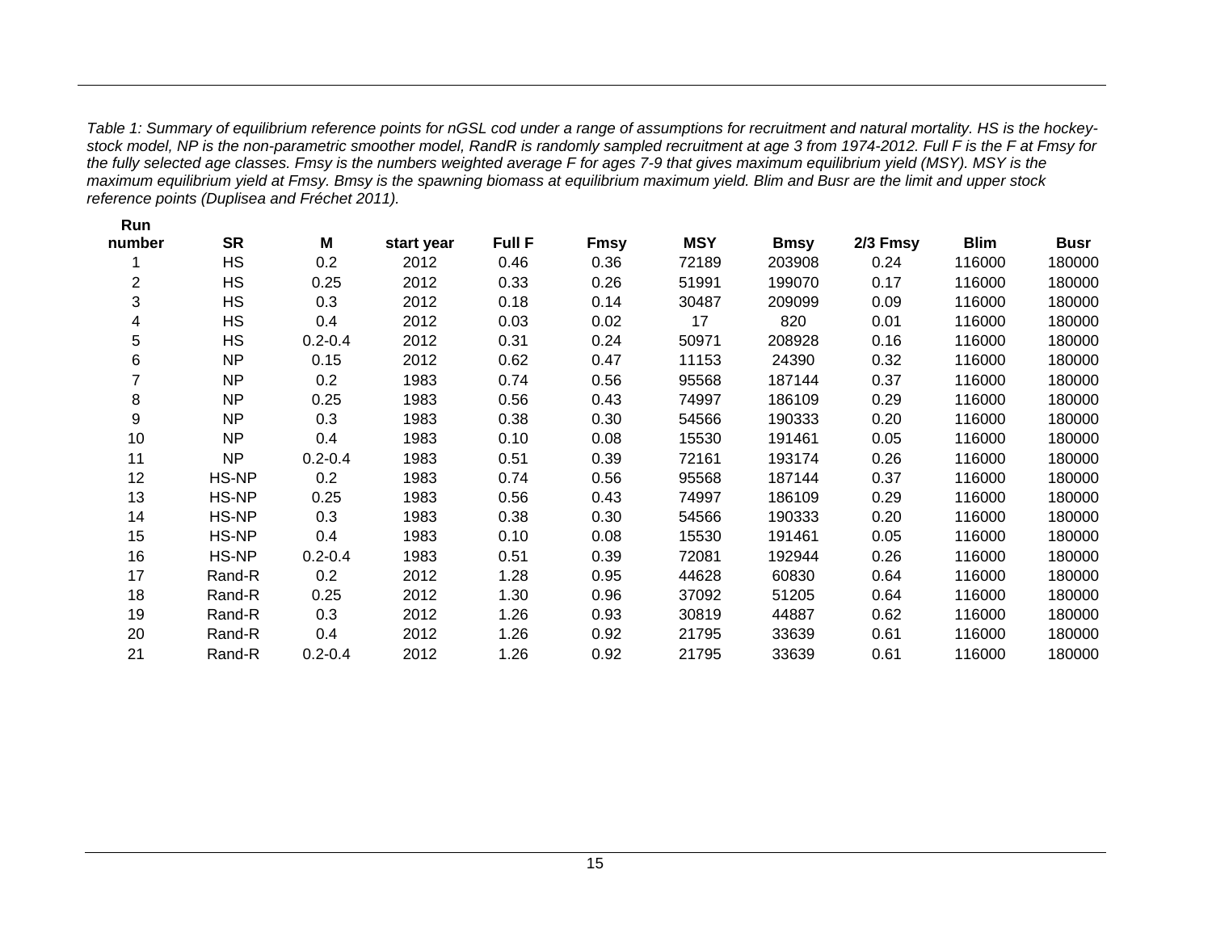*Table 1: Summary of equilibrium reference points for nGSL cod under a range of assumptions for recruitment and natural mortality. HS is the hockey-stock model, NP is the non-parametric smoother model, RandR is randomly sampled recruitment at age 3 from 1974-2012. Full F is the F at Fmsy for the fully selected age classes. Fmsy is the numbers weighted average F for ages 7-9 that gives maximum equilibrium yield (MSY). MSY is the maximum equilibrium yield at Fmsy. Bmsy is the spawning biomass at equilibrium maximum yield. Blim and Busr are the limit and upper stock reference points (Duplisea and Fréchet 2011).*

| Run number | SR | M | start year | Full F | Fmsy | MSY | Bmsy | 2/3 Fmsy | Blim | Busr |
|---|---|---|---|---|---|---|---|---|---|---|
| 1 | HS | 0.2 | 2012 | 0.46 | 0.36 | 72189 | 203908 | 0.24 | 116000 | 180000 |
| 2 | HS | 0.25 | 2012 | 0.33 | 0.26 | 51991 | 199070 | 0.17 | 116000 | 180000 |
| 3 | HS | 0.3 | 2012 | 0.18 | 0.14 | 30487 | 209099 | 0.09 | 116000 | 180000 |
| 4 | HS | 0.4 | 2012 | 0.03 | 0.02 | 17 | 820 | 0.01 | 116000 | 180000 |
| 5 | HS | 0.2-0.4 | 2012 | 0.31 | 0.24 | 50971 | 208928 | 0.16 | 116000 | 180000 |
| 6 | NP | 0.15 | 2012 | 0.62 | 0.47 | 11153 | 24390 | 0.32 | 116000 | 180000 |
| 7 | NP | 0.2 | 1983 | 0.74 | 0.56 | 95568 | 187144 | 0.37 | 116000 | 180000 |
| 8 | NP | 0.25 | 1983 | 0.56 | 0.43 | 74997 | 186109 | 0.29 | 116000 | 180000 |
| 9 | NP | 0.3 | 1983 | 0.38 | 0.30 | 54566 | 190333 | 0.20 | 116000 | 180000 |
| 10 | NP | 0.4 | 1983 | 0.10 | 0.08 | 15530 | 191461 | 0.05 | 116000 | 180000 |
| 11 | NP | 0.2-0.4 | 1983 | 0.51 | 0.39 | 72161 | 193174 | 0.26 | 116000 | 180000 |
| 12 | HS-NP | 0.2 | 1983 | 0.74 | 0.56 | 95568 | 187144 | 0.37 | 116000 | 180000 |
| 13 | HS-NP | 0.25 | 1983 | 0.56 | 0.43 | 74997 | 186109 | 0.29 | 116000 | 180000 |
| 14 | HS-NP | 0.3 | 1983 | 0.38 | 0.30 | 54566 | 190333 | 0.20 | 116000 | 180000 |
| 15 | HS-NP | 0.4 | 1983 | 0.10 | 0.08 | 15530 | 191461 | 0.05 | 116000 | 180000 |
| 16 | HS-NP | 0.2-0.4 | 1983 | 0.51 | 0.39 | 72081 | 192944 | 0.26 | 116000 | 180000 |
| 17 | Rand-R | 0.2 | 2012 | 1.28 | 0.95 | 44628 | 60830 | 0.64 | 116000 | 180000 |
| 18 | Rand-R | 0.25 | 2012 | 1.30 | 0.96 | 37092 | 51205 | 0.64 | 116000 | 180000 |
| 19 | Rand-R | 0.3 | 2012 | 1.26 | 0.93 | 30819 | 44887 | 0.62 | 116000 | 180000 |
| 20 | Rand-R | 0.4 | 2012 | 1.26 | 0.92 | 21795 | 33639 | 0.61 | 116000 | 180000 |
| 21 | Rand-R | 0.2-0.4 | 2012 | 1.26 | 0.92 | 21795 | 33639 | 0.61 | 116000 | 180000 |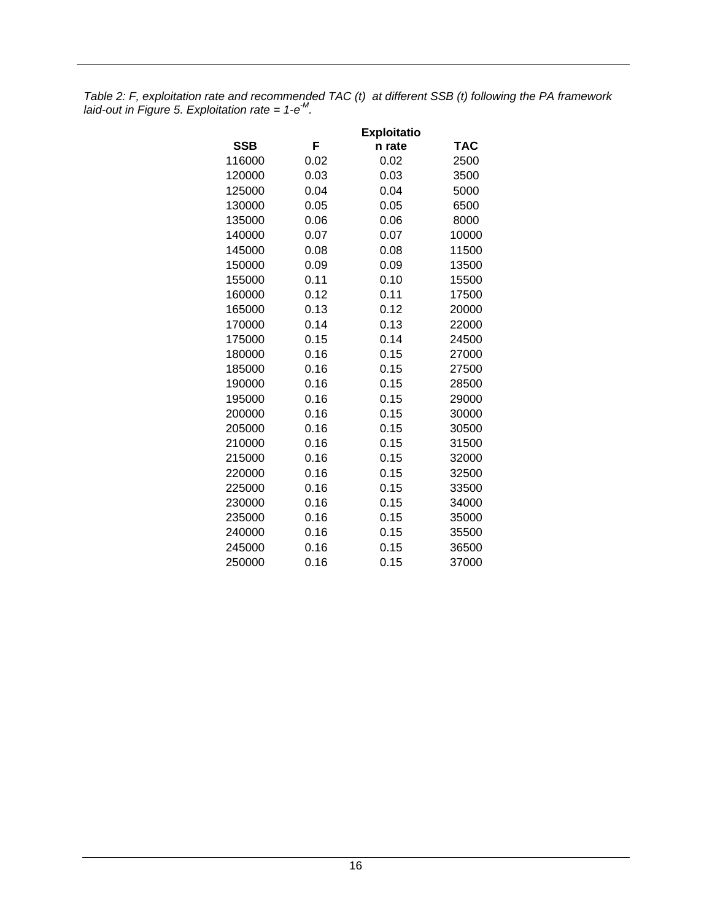*Table 2: F, exploitation rate and recommended TAC (t) at different SSB (t) following the PA framework laid-out in Figure 5. Exploitation rate = $1\text{-}e^{-M}$.*

| SSB | F | Exploitation rate | TAC |
|---|---|---|---|
| 116000 | 0.02 | 0.02 | 2500 |
| 120000 | 0.03 | 0.03 | 3500 |
| 125000 | 0.04 | 0.04 | 5000 |
| 130000 | 0.05 | 0.05 | 6500 |
| 135000 | 0.06 | 0.06 | 8000 |
| 140000 | 0.07 | 0.07 | 10000 |
| 145000 | 0.08 | 0.08 | 11500 |
| 150000 | 0.09 | 0.09 | 13500 |
| 155000 | 0.11 | 0.10 | 15500 |
| 160000 | 0.12 | 0.11 | 17500 |
| 165000 | 0.13 | 0.12 | 20000 |
| 170000 | 0.14 | 0.13 | 22000 |
| 175000 | 0.15 | 0.14 | 24500 |
| 180000 | 0.16 | 0.15 | 27000 |
| 185000 | 0.16 | 0.15 | 27500 |
| 190000 | 0.16 | 0.15 | 28500 |
| 195000 | 0.16 | 0.15 | 29000 |
| 200000 | 0.16 | 0.15 | 30000 |
| 205000 | 0.16 | 0.15 | 30500 |
| 210000 | 0.16 | 0.15 | 31500 |
| 215000 | 0.16 | 0.15 | 32000 |
| 220000 | 0.16 | 0.15 | 32500 |
| 225000 | 0.16 | 0.15 | 33500 |
| 230000 | 0.16 | 0.15 | 34000 |
| 235000 | 0.16 | 0.15 | 35000 |
| 240000 | 0.16 | 0.15 | 35500 |
| 245000 | 0.16 | 0.15 | 36500 |
| 250000 | 0.16 | 0.15 | 37000 |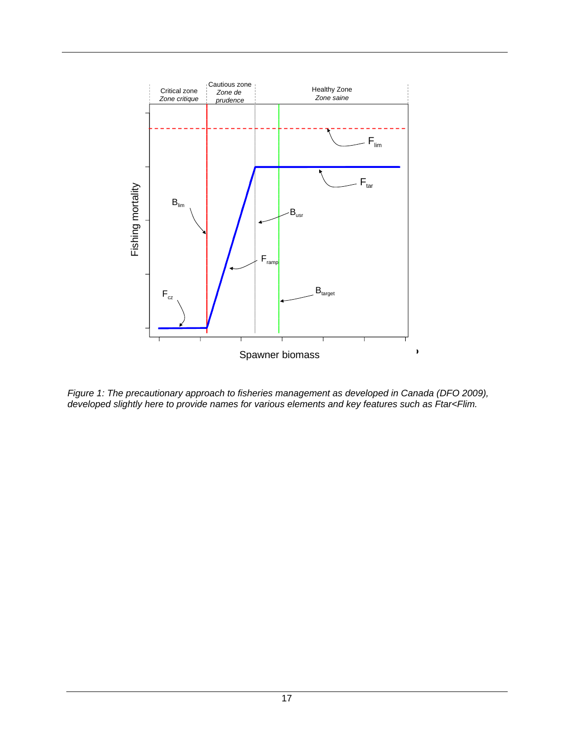Critical zone
*Zone critique*

Cautious zone
*Zone de prudence*

Healthy Zone
*Zone saine*

$F_{lim}$

$F_{tar}$

$B_{lim}$

$B_{usr}$

$F_{ramp}$

$B_{target}$

$F_{cz}$

Fishing mortality

Spawner biomass

*Figure 1: The precautionary approach to fisheries management as developed in Canada (DFO 2009), developed slightly here to provide names for various elements and key features such as Ftar<Flim.*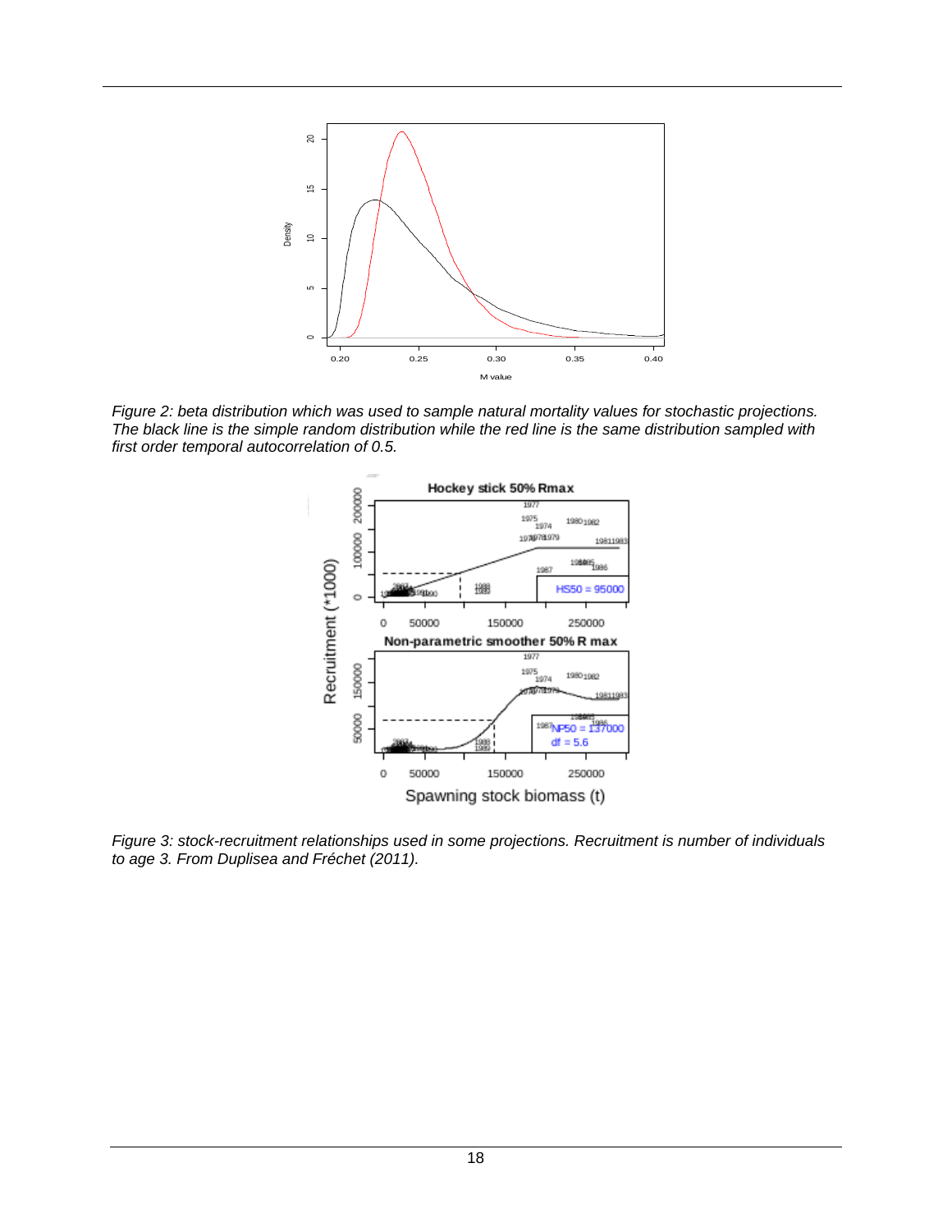*Figure 2: beta distribution which was used to sample natural mortality values for stochastic projections. The black line is the simple random distribution while the red line is the same distribution sampled with first order temporal autocorrelation of 0.5.*

*Figure 3: stock-recruitment relationships used in some projections. Recruitment is number of individuals to age 3. From Duplisea and Fréchet (2011).*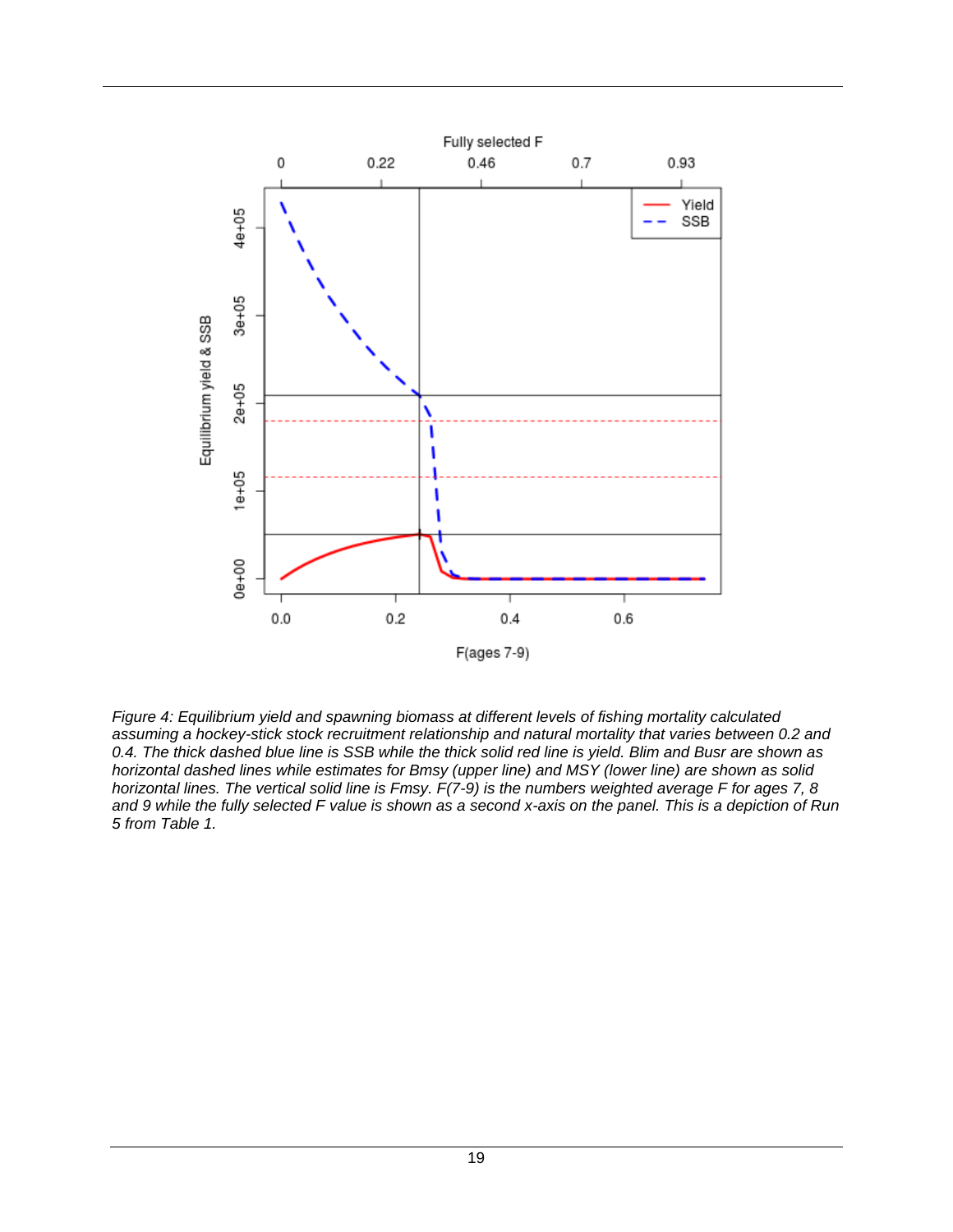*Figure 4: Equilibrium yield and spawning biomass at different levels of fishing mortality calculated assuming a hockey-stick stock recruitment relationship and natural mortality that varies between 0.2 and 0.4. The thick dashed blue line is SSB while the thick solid red line is yield. Blim and Busr are shown as horizontal dashed lines while estimates for Bmsy (upper line) and MSY (lower line) are shown as solid horizontal lines. The vertical solid line is Fmsy. F(7-9) is the numbers weighted average F for ages 7, 8 and 9 while the fully selected F value is shown as a second x-axis on the panel. This is a depiction of Run 5 from Table 1.*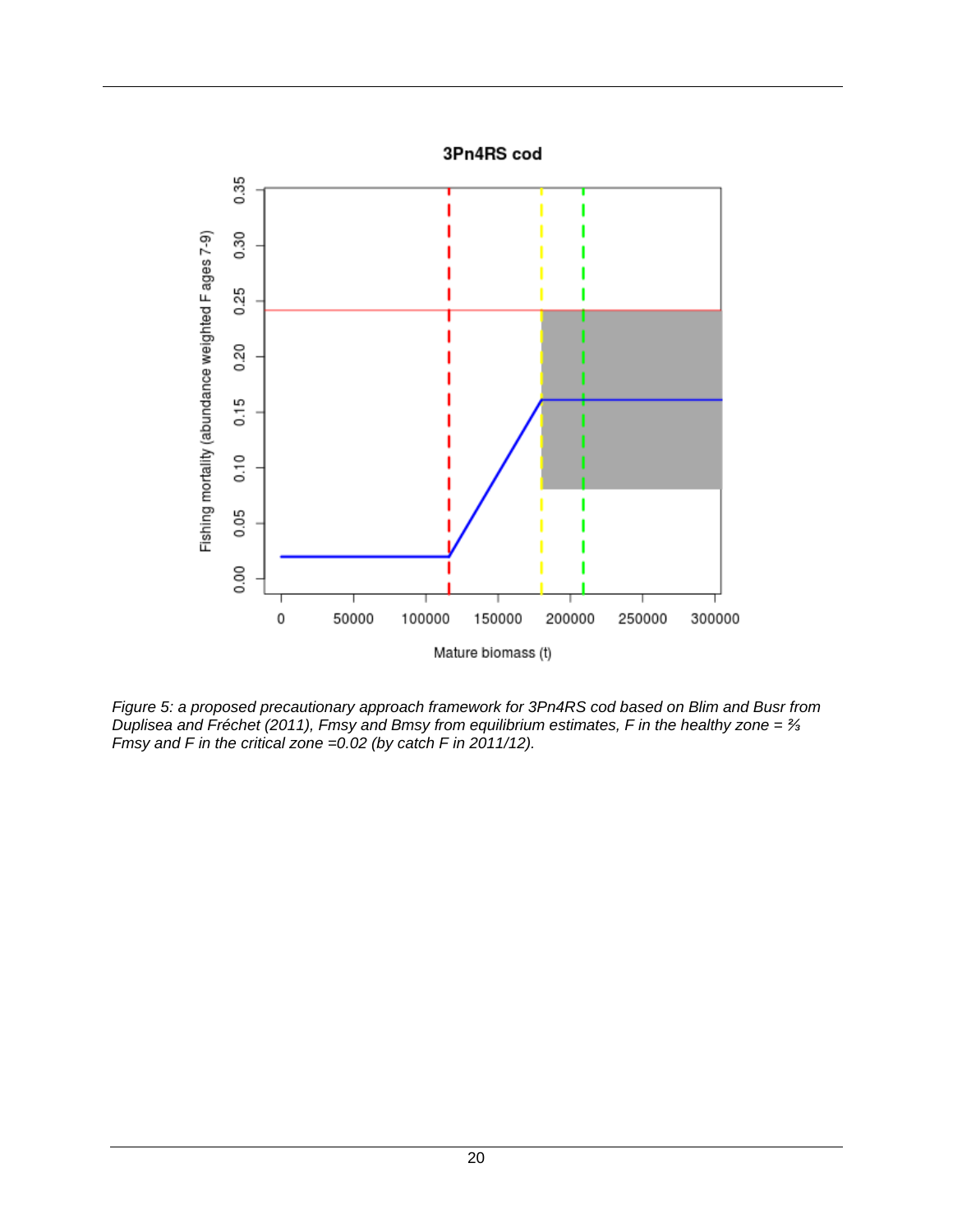3Pn4RS cod

Fishing mortality (abundance weighted F ages 7-9)

0.00
0.05
0.10
0.15
0.20
0.25
0.30
0.35

0
50000
100000
150000
200000
250000
300000

Mature biomass (t)

*Figure 5: a proposed precautionary approach framework for 3Pn4RS cod based on Blim and Busr from Duplisea and Fréchet (2011), Fmsy and Bmsy from equilibrium estimates, F in the healthy zone = ⅔ Fmsy and F in the critical zone =0.02 (by catch F in 2011/12).*